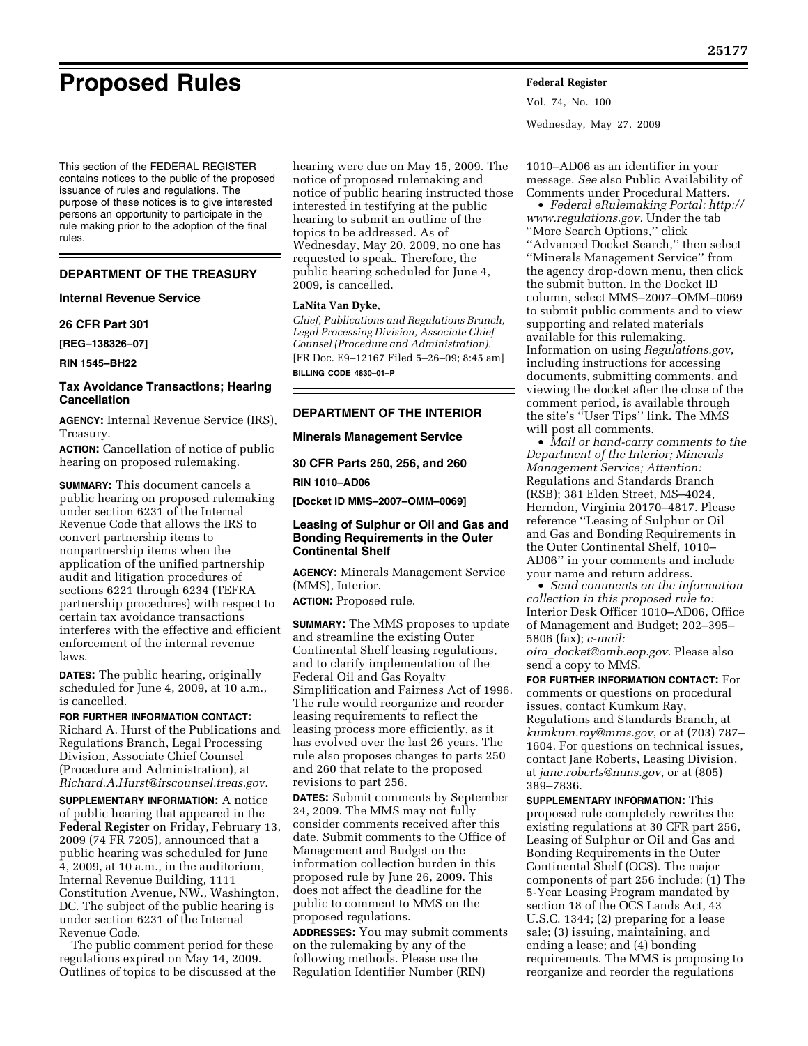# Proposed Rules

This section of the FEDERAL REGISTER contains notices to the public of the proposed issuance of rules and regulations. The purpose of these notices is to give interested persons an opportunity to participate in the rule making prior to the adoption of the final rules.

## DEPARTMENT OF THE TREASURY

### Internal Revenue Service

### 26 CFR Part 301

**[REG–138326–07]**

**RIN 1545–BH22**

### Tax Avoidance Transactions; Hearing Cancellation

**AGENCY:** Internal Revenue Service (IRS), Treasury.

**ACTION:** Cancellation of notice of public hearing on proposed rulemaking.

**SUMMARY:** This document cancels a public hearing on proposed rulemaking under section 6231 of the Internal Revenue Code that allows the IRS to convert partnership items to nonpartnership items when the application of the unified partnership audit and litigation procedures of sections 6221 through 6234 (TEFRA partnership procedures) with respect to certain tax avoidance transactions interferes with the effective and efficient enforcement of the internal revenue laws.

**DATES:** The public hearing, originally scheduled for June 4, 2009, at 10 a.m., is cancelled.

**FOR FURTHER INFORMATION CONTACT:** Richard A. Hurst of the Publications and Regulations Branch, Legal Processing Division, Associate Chief Counsel (Procedure and Administration), at *Richard.A.Hurst@irscounsel.treas.gov*.

**SUPPLEMENTARY INFORMATION:** A notice of public hearing that appeared in the **Federal Register** on Friday, February 13, 2009 (74 FR 7205), announced that a public hearing was scheduled for June 4, 2009, at 10 a.m., in the auditorium, Internal Revenue Building, 1111 Constitution Avenue, NW., Washington, DC. The subject of the public hearing is under section 6231 of the Internal Revenue Code.

The public comment period for these regulations expired on May 14, 2009. Outlines of topics to be discussed at the hearing were due on May 15, 2009. The notice of proposed rulemaking and notice of public hearing instructed those interested in testifying at the public hearing to submit an outline of the topics to be addressed. As of Wednesday, May 20, 2009, no one has requested to speak. Therefore, the public hearing scheduled for June 4, 2009, is cancelled.

**LaNita Van Dyke,**

*Chief, Publications and Regulations Branch, Legal Processing Division, Associate Chief Counsel (Procedure and Administration).*

[FR Doc. E9–12167 Filed 5–26–09; 8:45 am]

**BILLING CODE 4830–01–P**

## DEPARTMENT OF THE INTERIOR

### Minerals Management Service

### 30 CFR Parts 250, 256, and 260

**RIN 1010–AD06**

**[Docket ID MMS–2007–OMM–0069]**

### Leasing of Sulphur or Oil and Gas and Bonding Requirements in the Outer Continental Shelf

**AGENCY:** Minerals Management Service (MMS), Interior.

**ACTION:** Proposed rule.

**SUMMARY:** The MMS proposes to update and streamline the existing Outer Continental Shelf leasing regulations, and to clarify implementation of the Federal Oil and Gas Royalty Simplification and Fairness Act of 1996. The rule would reorganize and reorder leasing requirements to reflect the leasing process more efficiently, as it has evolved over the last 26 years. The rule also proposes changes to parts 250 and 260 that relate to the proposed revisions to part 256.

**DATES:** Submit comments by September 24, 2009. The MMS may not fully consider comments received after this date. Submit comments to the Office of Management and Budget on the information collection burden in this proposed rule by June 26, 2009. This does not affect the deadline for the public to comment to MMS on the proposed regulations.

**ADDRESSES:** You may submit comments on the rulemaking by any of the following methods. Please use the Regulation Identifier Number (RIN) 1010–AD06 as an identifier in your message. *See* also Public Availability of Comments under Procedural Matters.

- *Federal eRulemaking Portal: http://www.regulations.gov*. Under the tab ''More Search Options,'' click ''Advanced Docket Search,'' then select ''Minerals Management Service'' from the agency drop-down menu, then click the submit button. In the Docket ID column, select MMS–2007–OMM–0069 to submit public comments and to view supporting and related materials available for this rulemaking. Information on using *Regulations.gov*, including instructions for accessing documents, submitting comments, and viewing the docket after the close of the comment period, is available through the site's ''User Tips'' link. The MMS will post all comments.
- *Mail or hand-carry comments to the Department of the Interior; Minerals Management Service; Attention:* Regulations and Standards Branch (RSB); 381 Elden Street, MS–4024, Herndon, Virginia 20170–4817. Please reference ''Leasing of Sulphur or Oil and Gas and Bonding Requirements in the Outer Continental Shelf, 1010–AD06'' in your comments and include your name and return address.
- *Send comments on the information collection in this proposed rule to:* Interior Desk Officer 1010–AD06, Office of Management and Budget; 202–395–5806 (fax); *e-mail: oira_docket@omb.eop.gov*. Please also send a copy to MMS.

**FOR FURTHER INFORMATION CONTACT:** For comments or questions on procedural issues, contact Kumkum Ray, Regulations and Standards Branch, at *kumkum.ray@mms.gov*, or at (703) 787–1604. For questions on technical issues, contact Jane Roberts, Leasing Division, at *jane.roberts@mms.gov*, or at (805) 389–7836.

**SUPPLEMENTARY INFORMATION:** This proposed rule completely rewrites the existing regulations at 30 CFR part 256, Leasing of Sulphur or Oil and Gas and Bonding Requirements in the Outer Continental Shelf (OCS). The major components of part 256 include: (1) The 5-Year Leasing Program mandated by section 18 of the OCS Lands Act, 43 U.S.C. 1344; (2) preparing for a lease sale; (3) issuing, maintaining, and ending a lease; and (4) bonding requirements. The MMS is proposing to reorganize and reorder the regulations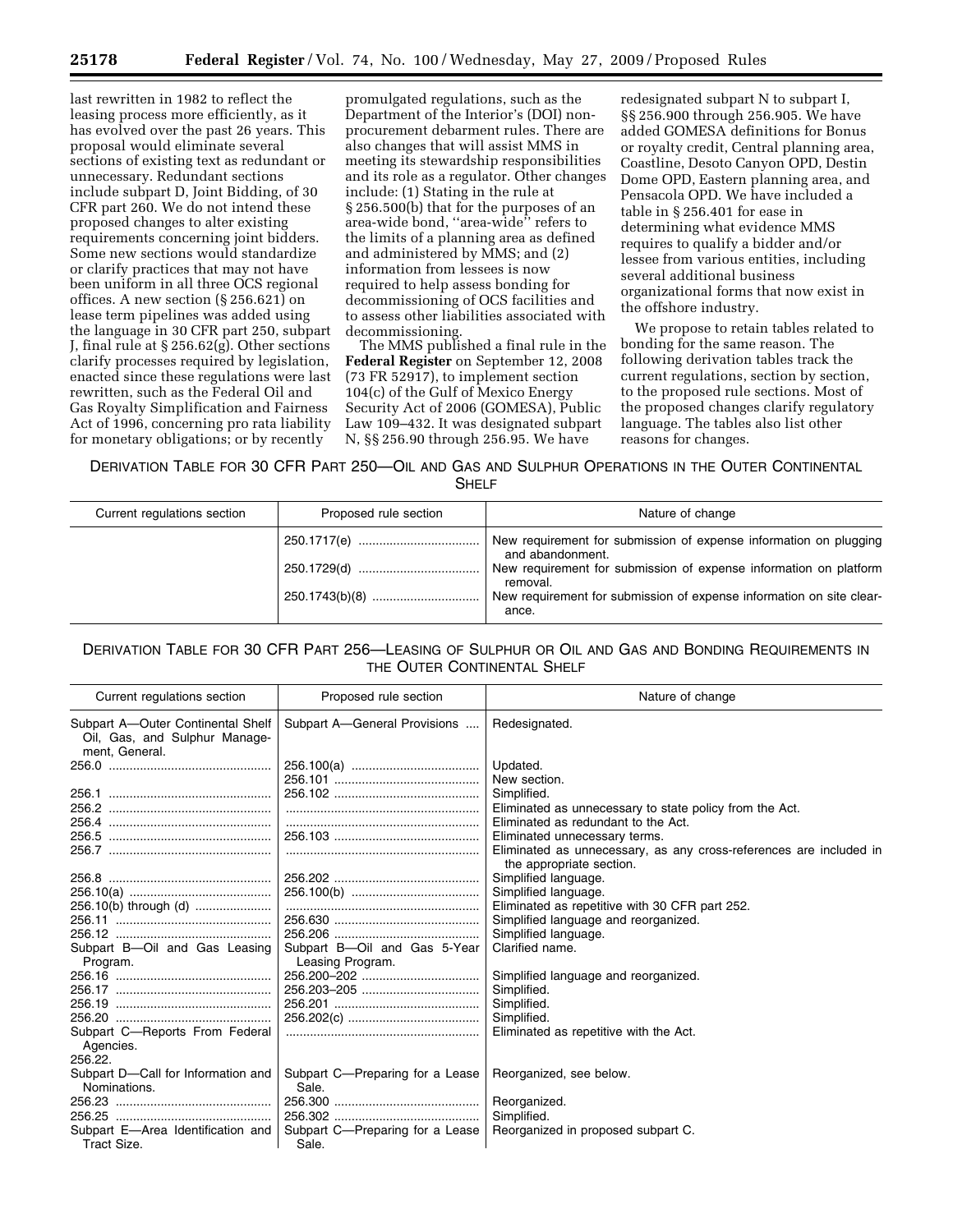last rewritten in 1982 to reflect the leasing process more efficiently, as it has evolved over the past 26 years. This proposal would eliminate several sections of existing text as redundant or unnecessary. Redundant sections include subpart D, Joint Bidding, of 30 CFR part 260. We do not intend these proposed changes to alter existing requirements concerning joint bidders. Some new sections would standardize or clarify practices that may not have been uniform in all three OCS regional offices. A new section (§ 256.621) on lease term pipelines was added using the language in 30 CFR part 250, subpart J, final rule at § 256.62(g). Other sections clarify processes required by legislation, enacted since these regulations were last rewritten, such as the Federal Oil and Gas Royalty Simplification and Fairness Act of 1996, concerning pro rata liability for monetary obligations; or by recently promulgated regulations, such as the Department of the Interior's (DOI) non-procurement debarment rules. There are also changes that will assist MMS in meeting its stewardship responsibilities and its role as a regulator. Other changes include: (1) Stating in the rule at § 256.500(b) that for the purposes of an area-wide bond, "area-wide" refers to the limits of a planning area as defined and administered by MMS; and (2) information from lessees is now required to help assess bonding for decommissioning of OCS facilities and to assess other liabilities associated with decommissioning.

The MMS published a final rule in the **Federal Register** on September 12, 2008 (73 FR 52917), to implement section 104(c) of the Gulf of Mexico Energy Security Act of 2006 (GOMESA), Public Law 109–432. It was designated subpart N, §§ 256.90 through 256.95. We have redesignated subpart N to subpart I, §§ 256.900 through 256.905. We have added GOMESA definitions for Bonus or royalty credit, Central planning area, Coastline, Desoto Canyon OPD, Destin Dome OPD, Eastern planning area, and Pensacola OPD. We have included a table in § 256.401 for ease in determining what evidence MMS requires to qualify a bidder and/or lessee from various entities, including several additional business organizational forms that now exist in the offshore industry.

We propose to retain tables related to bonding for the same reason. The following derivation tables track the current regulations, section by section, to the proposed rule sections. Most of the proposed changes clarify regulatory language. The tables also list other reasons for changes.

DERIVATION TABLE FOR 30 CFR PART 250—OIL AND GAS AND SULPHUR OPERATIONS IN THE OUTER CONTINENTAL SHELF

| Current regulations section | Proposed rule section | Nature of change |
|---|---|---|
| | 250.1717(e) | New requirement for submission of expense information on plugging and abandonment. |
| | 250.1729(d) | New requirement for submission of expense information on platform removal. |
| | 250.1743(b)(8) | New requirement for submission of expense information on site clearance. |

DERIVATION TABLE FOR 30 CFR PART 256—LEASING OF SULPHUR OR OIL AND GAS AND BONDING REQUIREMENTS IN THE OUTER CONTINENTAL SHELF

| Current regulations section | Proposed rule section | Nature of change |
|---|---|---|
| Subpart A—Outer Continental Shelf Oil, Gas, and Sulphur Management, General. | Subpart A—General Provisions | Redesignated. |
| 256.0 | 256.100(a) | Updated. |
| | 256.101 | New section. |
| 256.1 | 256.102 | Simplified. |
| 256.2 | | Eliminated as unnecessary to state policy from the Act. |
| 256.4 | | Eliminated as redundant to the Act. |
| 256.5 | 256.103 | Eliminated unnecessary terms. |
| 256.7 | | Eliminated as unnecessary, as any cross-references are included in the appropriate section. |
| 256.8 | 256.202 | Simplified language. |
| 256.10(a) | 256.100(b) | Simplified language. |
| 256.10(b) through (d) | | Eliminated as repetitive with 30 CFR part 252. |
| 256.11 | 256.630 | Simplified language and reorganized. |
| 256.12 | 256.206 | Simplified language. |
| Subpart B—Oil and Gas Leasing Program. | Subpart B—Oil and Gas 5-Year Leasing Program. | Clarified name. |
| 256.16 | 256.200–202 | Simplified language and reorganized. |
| 256.17 | 256.203–205 | Simplified. |
| 256.19 | 256.201 | Simplified. |
| 256.20 | 256.202(c) | Simplified. |
| Subpart C—Reports From Federal Agencies. 256.22. | | Eliminated as repetitive with the Act. |
| Subpart D—Call for Information and Nominations. | Subpart C—Preparing for a Lease Sale. | Reorganized, see below. |
| 256.23 | 256.300 | Reorganized. |
| 256.25 | 256.302 | Simplified. |
| Subpart E—Area Identification and Tract Size. | Subpart C—Preparing for a Lease Sale. | Reorganized in proposed subpart C. |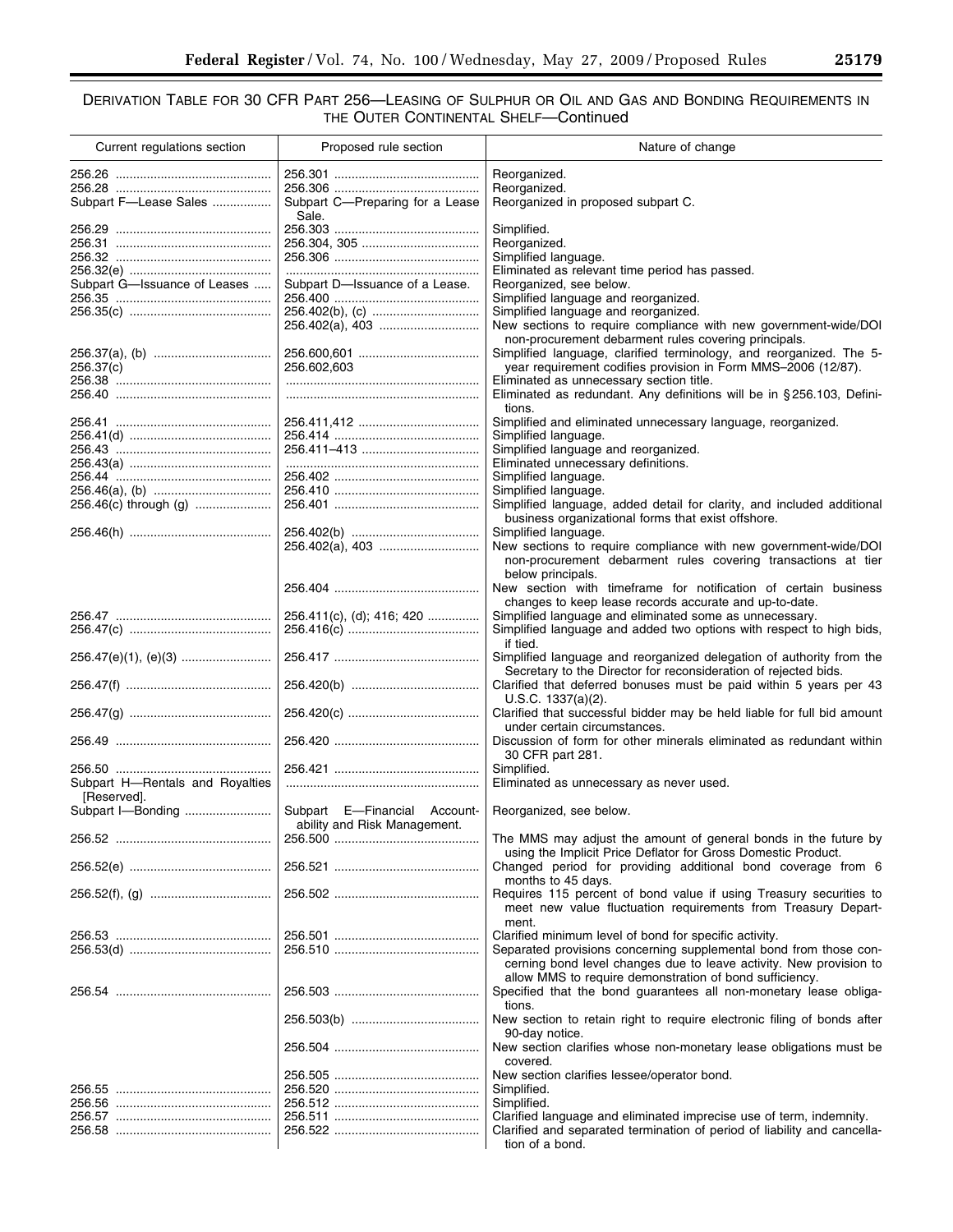## DERIVATION TABLE FOR 30 CFR PART 256—LEASING OF SULPHUR OR OIL AND GAS AND BONDING REQUIREMENTS IN THE OUTER CONTINENTAL SHELF—Continued

| Current regulations section | Proposed rule section | Nature of change |
|---|---|---|
| 256.26 | 256.301 | Reorganized. |
| 256.28 | 256.306 | Reorganized. |
| Subpart F—Lease Sales | Subpart C—Preparing for a Lease Sale. | Reorganized in proposed subpart C. |
| 256.29 | 256.303 | Simplified. |
| 256.31 | 256.304, 305 | Reorganized. |
| 256.32 | 256.306 | Simplified language. |
| 256.32(e) | | Eliminated as relevant time period has passed. |
| Subpart G—Issuance of Leases | Subpart D—Issuance of a Lease. | Reorganized, see below. |
| 256.35 | 256.400 | Simplified language and reorganized. |
| 256.35(c) | 256.402(b), (c) | Simplified language and reorganized. |
| | 256.402(a), 403 | New sections to require compliance with new government-wide/DOI non-procurement debarment rules covering principals. |
| 256.37(a), (b) | 256.600,601 | Simplified language, clarified terminology, and reorganized. The 5-year requirement codifies provision in Form MMS–2006 (12/87). |
| 256.37(c) | 256.602,603 | |
| 256.38 | | Eliminated as unnecessary section title. |
| 256.40 | | Eliminated as redundant. Any definitions will be in § 256.103, Definitions. |
| 256.41 | 256.411,412 | Simplified and eliminated unnecessary language, reorganized. |
| 256.41(d) | 256.414 | Simplified language. |
| 256.43 | 256.411–413 | Simplified language and reorganized. |
| 256.43(a) | | Eliminated unnecessary definitions. |
| 256.44 | 256.402 | Simplified language. |
| 256.46(a), (b) | 256.410 | Simplified language. |
| 256.46(c) through (g) | 256.401 | Simplified language, added detail for clarity, and included additional business organizational forms that exist offshore. |
| 256.46(h) | 256.402(b) | Simplified language. |
| | 256.402(a), 403 | New sections to require compliance with new government-wide/DOI non-procurement debarment rules covering transactions at tier below principals. |
| | 256.404 | New section with timeframe for notification of certain business changes to keep lease records accurate and up-to-date. |
| 256.47 | 256.411(c), (d); 416; 420 | Simplified language and eliminated some as unnecessary. |
| 256.47(c) | 256.416(c) | Simplified language and added two options with respect to high bids, if tied. |
| 256.47(e)(1), (e)(3) | 256.417 | Simplified language and reorganized delegation of authority from the Secretary to the Director for reconsideration of rejected bids. |
| 256.47(f) | 256.420(b) | Clarified that deferred bonuses must be paid within 5 years per 43 U.S.C. 1337(a)(2). |
| 256.47(g) | 256.420(c) | Clarified that successful bidder may be held liable for full bid amount under certain circumstances. |
| 256.49 | 256.420 | Discussion of form for other minerals eliminated as redundant within 30 CFR part 281. |
| 256.50 | 256.421 | Simplified. |
| Subpart H—Rentals and Royalties [Reserved]. | | Eliminated as unnecessary as never used. |
| Subpart I—Bonding | Subpart E—Financial Accountability and Risk Management. | Reorganized, see below. |
| 256.52 | 256.500 | The MMS may adjust the amount of general bonds in the future by using the Implicit Price Deflator for Gross Domestic Product. |
| 256.52(e) | 256.521 | Changed period for providing additional bond coverage from 6 months to 45 days. |
| 256.52(f), (g) | 256.502 | Requires 115 percent of bond value if using Treasury securities to meet new value fluctuation requirements from Treasury Department. |
| 256.53 | 256.501 | Clarified minimum level of bond for specific activity. |
| 256.53(d) | 256.510 | Separated provisions concerning supplemental bond from those concerning bond level changes due to leave activity. New provision to allow MMS to require demonstration of bond sufficiency. |
| 256.54 | 256.503 | Specified that the bond guarantees all non-monetary lease obligations. |
| | 256.503(b) | New section to retain right to require electronic filing of bonds after 90-day notice. |
| | 256.504 | New section clarifies whose non-monetary lease obligations must be covered. |
| | 256.505 | New section clarifies lessee/operator bond. |
| 256.55 | 256.520 | Simplified. |
| 256.56 | 256.512 | Simplified. |
| 256.57 | 256.511 | Clarified language and eliminated imprecise use of term, indemnity. |
| 256.58 | 256.522 | Clarified and separated termination of period of liability and cancellation of a bond. |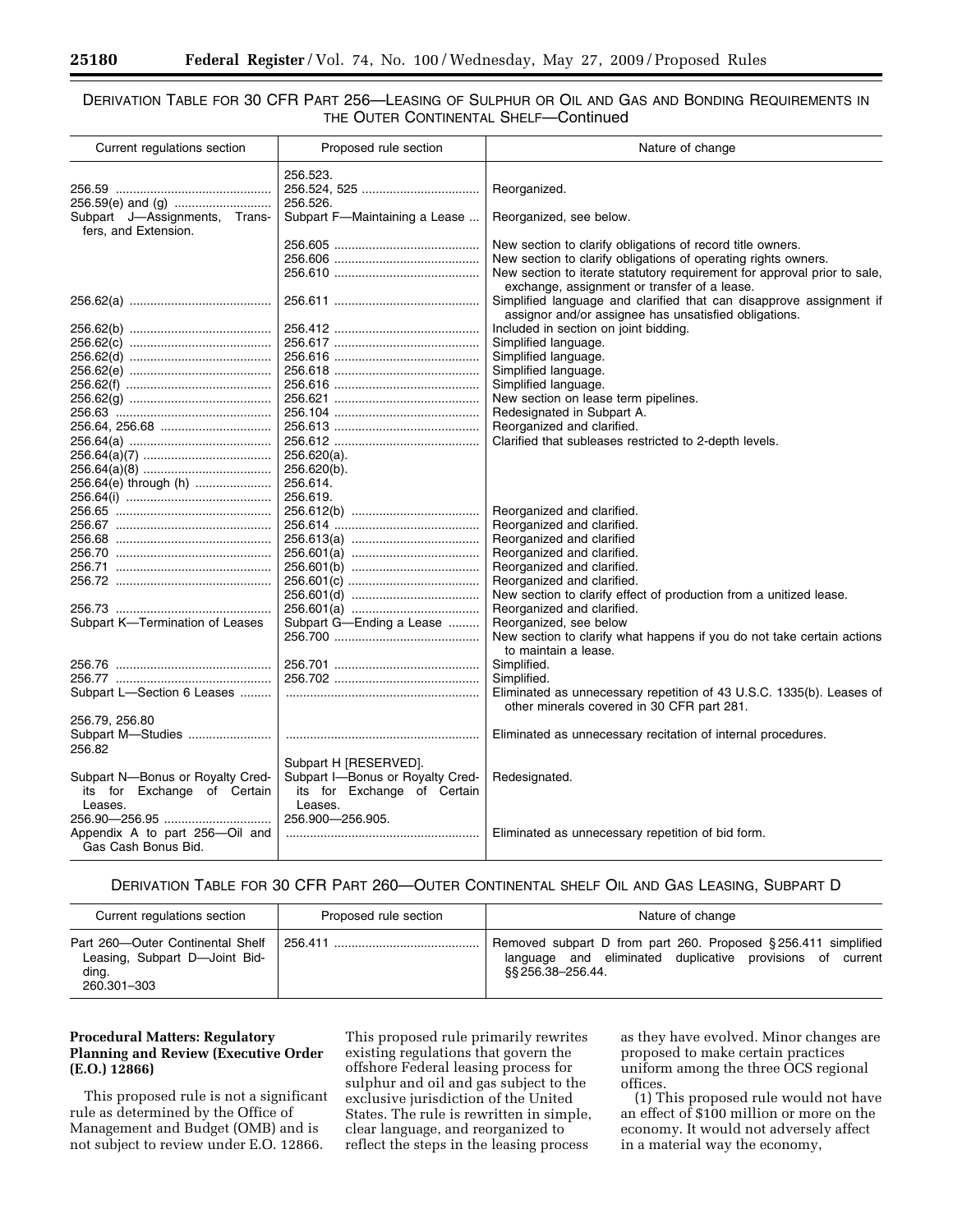DERIVATION TABLE FOR 30 CFR PART 256—LEASING OF SULPHUR OR OIL AND GAS AND BONDING REQUIREMENTS IN THE OUTER CONTINENTAL SHELF—Continued

| Current regulations section | Proposed rule section | Nature of change |
|---|---|---|
| | 256.523. | |
| 256.59 | 256.524, 525 | Reorganized. |
| 256.59(e) and (g) | 256.526. | |
| Subpart J—Assignments, Transfers, and Extension. | Subpart F—Maintaining a Lease | Reorganized, see below. |
| | 256.605 | New section to clarify obligations of record title owners. |
| | 256.606 | New section to clarify obligations of operating rights owners. |
| | 256.610 | New section to iterate statutory requirement for approval prior to sale, exchange, assignment or transfer of a lease. |
| 256.62(a) | 256.611 | Simplified language and clarified that can disapprove assignment if assignor and/or assignee has unsatisfied obligations. |
| 256.62(b) | 256.412 | Included in section on joint bidding. |
| 256.62(c) | 256.617 | Simplified language. |
| 256.62(d) | 256.616 | Simplified language. |
| 256.62(e) | 256.618 | Simplified language. |
| 256.62(f) | 256.616 | Simplified language. |
| 256.62(g) | 256.621 | New section on lease term pipelines. |
| 256.63 | 256.104 | Redesignated in Subpart A. |
| 256.64, 256.68 | 256.613 | Reorganized and clarified. |
| 256.64(a) | 256.612 | Clarified that subleases restricted to 2-depth levels. |
| 256.64(a)(7) | 256.620(a). | |
| 256.64(a)(8) | 256.620(b). | |
| 256.64(e) through (h) | 256.614. | |
| 256.64(i) | 256.619. | |
| 256.65 | 256.612(b) | Reorganized and clarified. |
| 256.67 | 256.614 | Reorganized and clarified. |
| 256.68 | 256.613(a) | Reorganized and clarified |
| 256.70 | 256.601(a) | Reorganized and clarified. |
| 256.71 | 256.601(b) | Reorganized and clarified. |
| 256.72 | 256.601(c) | Reorganized and clarified. |
| | 256.601(d) | New section to clarify effect of production from a unitized lease. |
| 256.73 | 256.601(a) | Reorganized and clarified. |
| Subpart K—Termination of Leases | Subpart G—Ending a Lease | Reorganized, see below |
| | 256.700 | New section to clarify what happens if you do not take certain actions to maintain a lease. |
| 256.76 | 256.701 | Simplified. |
| 256.77 | 256.702 | Simplified. |
| Subpart L—Section 6 Leases | | Eliminated as unnecessary repetition of 43 U.S.C. 1335(b). Leases of other minerals covered in 30 CFR part 281. |
| 256.79, 256.80 | | |
| Subpart M—Studies | | Eliminated as unnecessary recitation of internal procedures. |
| 256.82 | | |
| | Subpart H [RESERVED]. | |
| Subpart N—Bonus or Royalty Credits for Exchange of Certain Leases. | Subpart I—Bonus or Royalty Credits for Exchange of Certain Leases. | Redesignated. |
| 256.90—256.95 | 256.900—256.905. | |
| Appendix A to part 256—Oil and Gas Cash Bonus Bid. | | Eliminated as unnecessary repetition of bid form. |

DERIVATION TABLE FOR 30 CFR PART 260—OUTER CONTINENTAL SHELF OIL AND GAS LEASING, SUBPART D

| Current regulations section | Proposed rule section | Nature of change |
|---|---|---|
| Part 260—Outer Continental Shelf Leasing, Subpart D—Joint Bidding. 260.301–303 | 256.411 | Removed subpart D from part 260. Proposed § 256.411 simplified language and eliminated duplicative provisions of current §§ 256.38–256.44. |

**Procedural Matters: Regulatory Planning and Review (Executive Order (E.O.) 12866)**

This proposed rule is not a significant rule as determined by the Office of Management and Budget (OMB) and is not subject to review under E.O. 12866. This proposed rule primarily rewrites existing regulations that govern the offshore Federal leasing process for sulphur and oil and gas subject to the exclusive jurisdiction of the United States. The rule is rewritten in simple, clear language, and reorganized to reflect the steps in the leasing process as they have evolved. Minor changes are proposed to make certain practices uniform among the three OCS regional offices.

(1) This proposed rule would not have an effect of $100 million or more on the economy. It would not adversely affect in a material way the economy,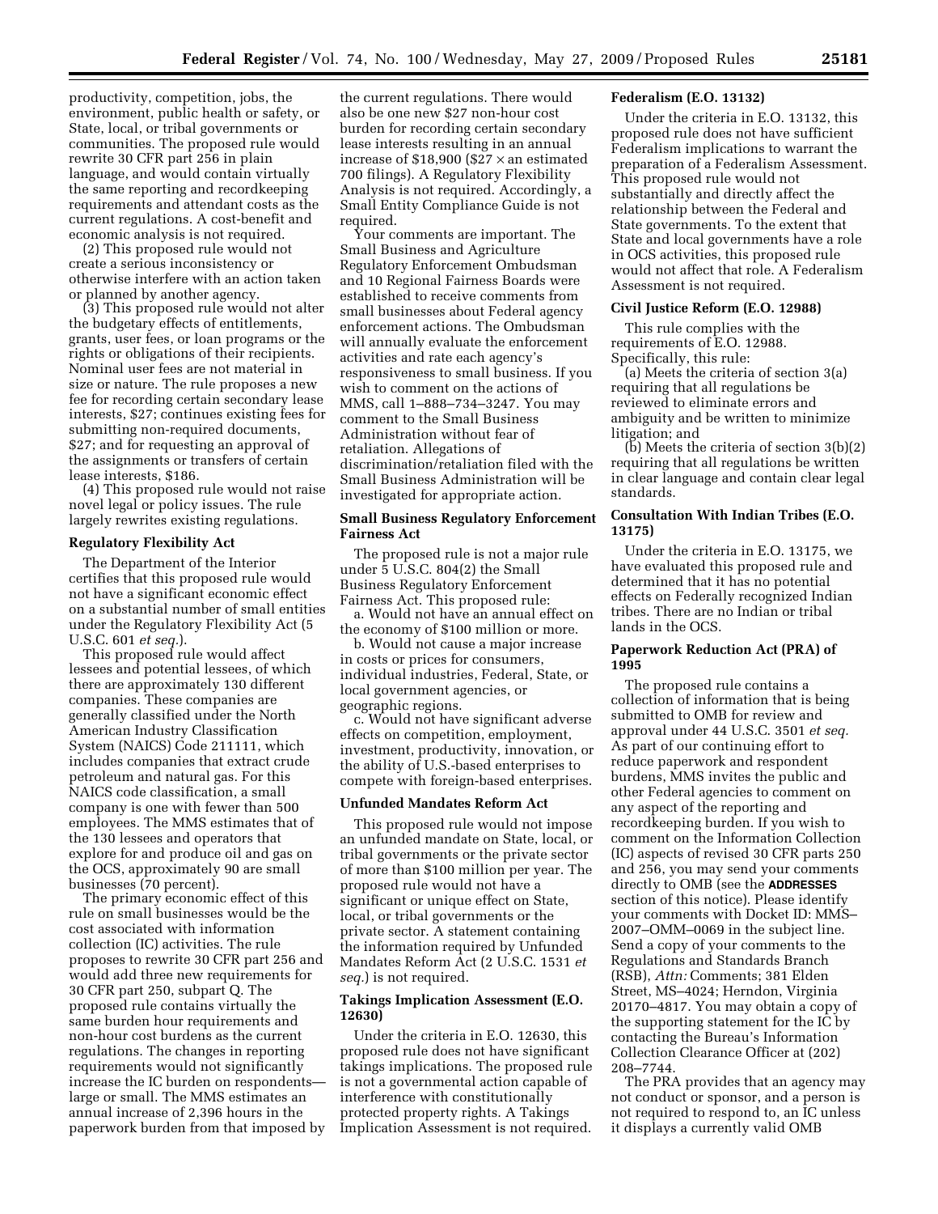productivity, competition, jobs, the environment, public health or safety, or State, local, or tribal governments or communities. The proposed rule would rewrite 30 CFR part 256 in plain language, and would contain virtually the same reporting and recordkeeping requirements and attendant costs as the current regulations. A cost-benefit and economic analysis is not required.

(2) This proposed rule would not create a serious inconsistency or otherwise interfere with an action taken or planned by another agency.

(3) This proposed rule would not alter the budgetary effects of entitlements, grants, user fees, or loan programs or the rights or obligations of their recipients. Nominal user fees are not material in size or nature. The rule proposes a new fee for recording certain secondary lease interests, $27; continues existing fees for submitting non-required documents, $27; and for requesting an approval of the assignments or transfers of certain lease interests, $186.

(4) This proposed rule would not raise novel legal or policy issues. The rule largely rewrites existing regulations.

### Regulatory Flexibility Act

The Department of the Interior certifies that this proposed rule would not have a significant economic effect on a substantial number of small entities under the Regulatory Flexibility Act (5 U.S.C. 601 *et seq.*).

This proposed rule would affect lessees and potential lessees, of which there are approximately 130 different companies. These companies are generally classified under the North American Industry Classification System (NAICS) Code 211111, which includes companies that extract crude petroleum and natural gas. For this NAICS code classification, a small company is one with fewer than 500 employees. The MMS estimates that of the 130 lessees and operators that explore for and produce oil and gas on the OCS, approximately 90 are small businesses (70 percent).

The primary economic effect of this rule on small businesses would be the cost associated with information collection (IC) activities. The rule proposes to rewrite 30 CFR part 256 and would add three new requirements for 30 CFR part 250, subpart Q. The proposed rule contains virtually the same burden hour requirements and non-hour cost burdens as the current regulations. The changes in reporting requirements would not significantly increase the IC burden on respondents—large or small. The MMS estimates an annual increase of 2,396 hours in the paperwork burden from that imposed by the current regulations. There would also be one new $27 non-hour cost burden for recording certain secondary lease interests resulting in an annual increase of $18,900 ($27 × an estimated 700 filings). A Regulatory Flexibility Analysis is not required. Accordingly, a Small Entity Compliance Guide is not required.

Your comments are important. The Small Business and Agriculture Regulatory Enforcement Ombudsman and 10 Regional Fairness Boards were established to receive comments from small businesses about Federal agency enforcement actions. The Ombudsman will annually evaluate the enforcement activities and rate each agency's responsiveness to small business. If you wish to comment on the actions of MMS, call 1–888–734–3247. You may comment to the Small Business Administration without fear of retaliation. Allegations of discrimination/retaliation filed with the Small Business Administration will be investigated for appropriate action.

### Small Business Regulatory Enforcement Fairness Act

The proposed rule is not a major rule under 5 U.S.C. 804(2) the Small Business Regulatory Enforcement Fairness Act. This proposed rule:

a. Would not have an annual effect on the economy of $100 million or more.

b. Would not cause a major increase in costs or prices for consumers, individual industries, Federal, State, or local government agencies, or geographic regions.

c. Would not have significant adverse effects on competition, employment, investment, productivity, innovation, or the ability of U.S.-based enterprises to compete with foreign-based enterprises.

### Unfunded Mandates Reform Act

This proposed rule would not impose an unfunded mandate on State, local, or tribal governments or the private sector of more than $100 million per year. The proposed rule would not have a significant or unique effect on State, local, or tribal governments or the private sector. A statement containing the information required by Unfunded Mandates Reform Act (2 U.S.C. 1531 *et seq.*) is not required.

### Takings Implication Assessment (E.O. 12630)

Under the criteria in E.O. 12630, this proposed rule does not have significant takings implications. The proposed rule is not a governmental action capable of interference with constitutionally protected property rights. A Takings Implication Assessment is not required.

### Federalism (E.O. 13132)

Under the criteria in E.O. 13132, this proposed rule does not have sufficient Federalism implications to warrant the preparation of a Federalism Assessment. This proposed rule would not substantially and directly affect the relationship between the Federal and State governments. To the extent that State and local governments have a role in OCS activities, this proposed rule would not affect that role. A Federalism Assessment is not required.

### Civil Justice Reform (E.O. 12988)

This rule complies with the requirements of E.O. 12988. Specifically, this rule:

(a) Meets the criteria of section 3(a) requiring that all regulations be reviewed to eliminate errors and ambiguity and be written to minimize litigation; and

(b) Meets the criteria of section 3(b)(2) requiring that all regulations be written in clear language and contain clear legal standards.

### Consultation With Indian Tribes (E.O. 13175)

Under the criteria in E.O. 13175, we have evaluated this proposed rule and determined that it has no potential effects on Federally recognized Indian tribes. There are no Indian or tribal lands in the OCS.

### Paperwork Reduction Act (PRA) of 1995

The proposed rule contains a collection of information that is being submitted to OMB for review and approval under 44 U.S.C. 3501 *et seq.* As part of our continuing effort to reduce paperwork and respondent burdens, MMS invites the public and other Federal agencies to comment on any aspect of the reporting and recordkeeping burden. If you wish to comment on the Information Collection (IC) aspects of revised 30 CFR parts 250 and 256, you may send your comments directly to OMB (see the **ADDRESSES** section of this notice). Please identify your comments with Docket ID: MMS–2007–OMM–0069 in the subject line. Send a copy of your comments to the Regulations and Standards Branch (RSB), *Attn:* Comments; 381 Elden Street, MS–4024; Herndon, Virginia 20170–4817. You may obtain a copy of the supporting statement for the IC by contacting the Bureau's Information Collection Clearance Officer at (202) 208–7744.

The PRA provides that an agency may not conduct or sponsor, and a person is not required to respond to, an IC unless it displays a currently valid OMB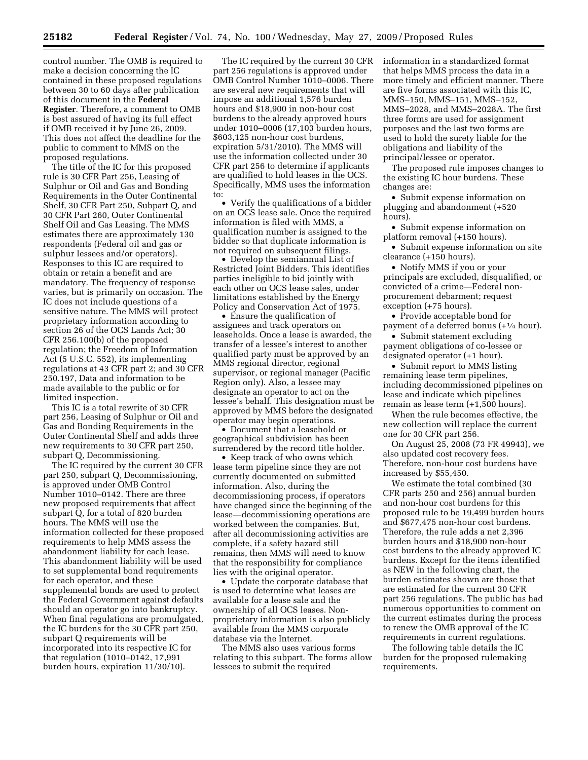control number. The OMB is required to make a decision concerning the IC contained in these proposed regulations between 30 to 60 days after publication of this document in the **Federal Register**. Therefore, a comment to OMB is best assured of having its full effect if OMB received it by June 26, 2009. This does not affect the deadline for the public to comment to MMS on the proposed regulations.

The title of the IC for this proposed rule is 30 CFR Part 256, Leasing of Sulphur or Oil and Gas and Bonding Requirements in the Outer Continental Shelf, 30 CFR Part 250, Subpart Q, and 30 CFR Part 260, Outer Continental Shelf Oil and Gas Leasing. The MMS estimates there are approximately 130 respondents (Federal oil and gas or sulphur lessees and/or operators). Responses to this IC are required to obtain or retain a benefit and are mandatory. The frequency of response varies, but is primarily on occasion. The IC does not include questions of a sensitive nature. The MMS will protect proprietary information according to section 26 of the OCS Lands Act; 30 CFR 256.100(b) of the proposed regulation; the Freedom of Information Act (5 U.S.C. 552), its implementing regulations at 43 CFR part 2; and 30 CFR 250.197, Data and information to be made available to the public or for limited inspection.

This IC is a total rewrite of 30 CFR part 256, Leasing of Sulphur or Oil and Gas and Bonding Requirements in the Outer Continental Shelf and adds three new requirements to 30 CFR part 250, subpart Q, Decommissioning.

The IC required by the current 30 CFR part 250, subpart Q, Decommissioning, is approved under OMB Control Number 1010–0142. There are three new proposed requirements that affect subpart Q, for a total of 820 burden hours. The MMS will use the information collected for these proposed requirements to help MMS assess the abandonment liability for each lease. This abandonment liability will be used to set supplemental bond requirements for each operator, and these supplemental bonds are used to protect the Federal Government against defaults should an operator go into bankruptcy. When final regulations are promulgated, the IC burdens for the 30 CFR part 250, subpart Q requirements will be incorporated into its respective IC for that regulation (1010–0142, 17,991 burden hours, expiration 11/30/10).

The IC required by the current 30 CFR part 256 regulations is approved under OMB Control Number 1010–0006. There are several new requirements that will impose an additional 1,576 burden hours and $18,900 in non-hour cost burdens to the already approved hours under 1010–0006 (17,103 burden hours, $603,125 non-hour cost burdens, expiration 5/31/2010). The MMS will use the information collected under 30 CFR part 256 to determine if applicants are qualified to hold leases in the OCS. Specifically, MMS uses the information to:

• Verify the qualifications of a bidder on an OCS lease sale. Once the required information is filed with MMS, a qualification number is assigned to the bidder so that duplicate information is not required on subsequent filings.

• Develop the semiannual List of Restricted Joint Bidders. This identifies parties ineligible to bid jointly with each other on OCS lease sales, under limitations established by the Energy Policy and Conservation Act of 1975.

• Ensure the qualification of assignees and track operators on leaseholds. Once a lease is awarded, the transfer of a lessee's interest to another qualified party must be approved by an MMS regional director, regional supervisor, or regional manager (Pacific Region only). Also, a lessee may designate an operator to act on the lessee's behalf. This designation must be approved by MMS before the designated operator may begin operations.

• Document that a leasehold or geographical subdivision has been surrendered by the record title holder.

• Keep track of who owns which lease term pipeline since they are not currently documented on submitted information. Also, during the decommissioning process, if operators have changed since the beginning of the lease—decommissioning operations are worked between the companies. But, after all decommissioning activities are complete, if a safety hazard still remains, then MMS will need to know that the responsibility for compliance lies with the original operator.

• Update the corporate database that is used to determine what leases are available for a lease sale and the ownership of all OCS leases. Non-proprietary information is also publicly available from the MMS corporate database via the Internet.

The MMS also uses various forms relating to this subpart. The forms allow lessees to submit the required information in a standardized format that helps MMS process the data in a more timely and efficient manner. There are five forms associated with this IC, MMS–150, MMS–151, MMS–152, MMS–2028, and MMS–2028A. The first three forms are used for assignment purposes and the last two forms are used to hold the surety liable for the obligations and liability of the principal/lessee or operator.

The proposed rule imposes changes to the existing IC hour burdens. These changes are:

• Submit expense information on plugging and abandonment (+520 hours).

• Submit expense information on platform removal (+150 hours).

• Submit expense information on site clearance (+150 hours).

• Notify MMS if you or your principals are excluded, disqualified, or convicted of a crime—Federal non-procurement debarment; request exception (+75 hours).

• Provide acceptable bond for payment of a deferred bonus (+¼ hour).

• Submit statement excluding payment obligations of co-lessee or designated operator (+1 hour).

• Submit report to MMS listing remaining lease term pipelines, including decommissioned pipelines on lease and indicate which pipelines remain as lease term (+1,500 hours).

When the rule becomes effective, the new collection will replace the current one for 30 CFR part 256.

On August 25, 2008 (73 FR 49943), we also updated cost recovery fees. Therefore, non-hour cost burdens have increased by $55,450.

We estimate the total combined (30 CFR parts 250 and 256) annual burden and non-hour cost burdens for this proposed rule to be 19,499 burden hours and $677,475 non-hour cost burdens. Therefore, the rule adds a net 2,396 burden hours and $18,900 non-hour cost burdens to the already approved IC burdens. Except for the items identified as NEW in the following chart, the burden estimates shown are those that are estimated for the current 30 CFR part 256 regulations. The public has had numerous opportunities to comment on the current estimates during the process to renew the OMB approval of the IC requirements in current regulations.

The following table details the IC burden for the proposed rulemaking requirements.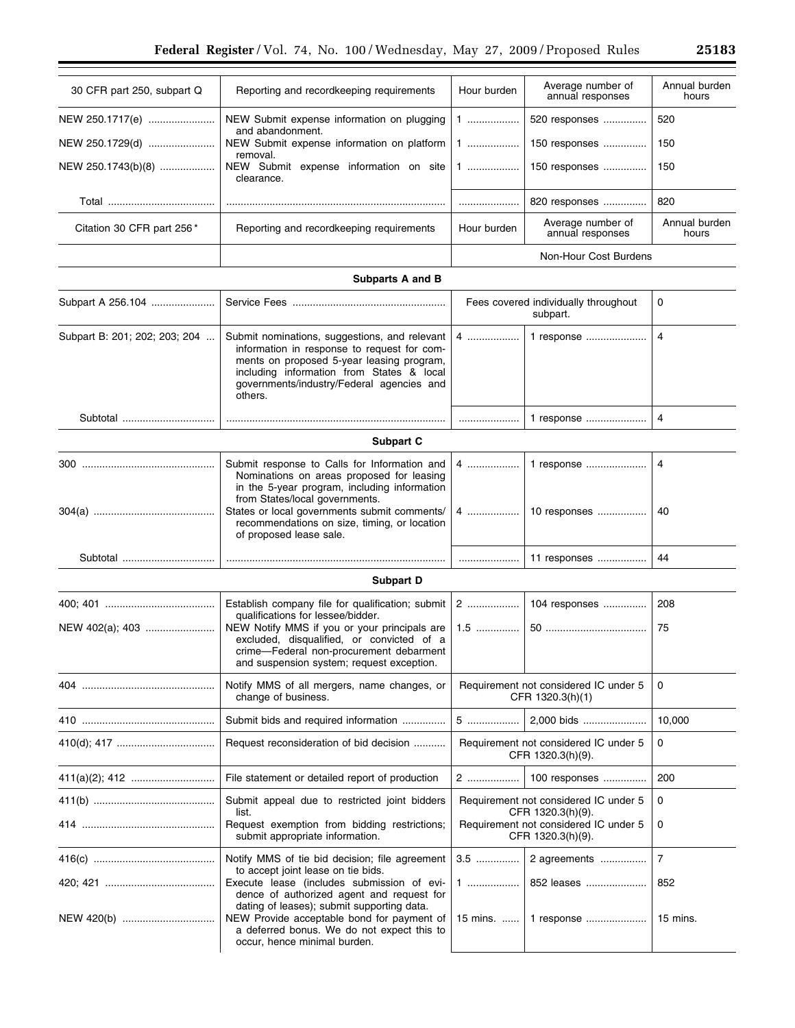| 30 CFR part 250, subpart Q | Reporting and recordkeeping requirements | Hour burden | Average number of annual responses | Annual burden hours |
|---|---|---|---|---|
| NEW 250.1717(e) | NEW Submit expense information on plugging and abandonment. | 1 | 520 responses | 520 |
| NEW 250.1729(d) | NEW Submit expense information on platform removal. | 1 | 150 responses | 150 |
| NEW 250.1743(b)(8) | NEW Submit expense information on site clearance. | 1 | 150 responses | 150 |
| Total | | | 820 responses | 820 |

| Citation 30 CFR part 256* | Reporting and recordkeeping requirements | Hour burden | Average number of annual responses | Annual burden hours |
|---|---|---|---|---|
| | | Non-Hour Cost Burdens | | |
| **Subparts A and B** | | | | |
| Subpart A 256.104 | Service Fees | Fees covered individually throughout subpart. | | 0 |
| Subpart B: 201; 202; 203; 204 | Submit nominations, suggestions, and relevant information in response to request for comments on proposed 5-year leasing program, including information from States & local governments/industry/Federal agencies and others. | 4 | 1 response | 4 |
| Subtotal | | | 1 response | 4 |
| **Subpart C** | | | | |
| 300 | Submit response to Calls for Information and Nominations on areas proposed for leasing in the 5-year program, including information from States/local governments. | 4 | 1 response | 4 |
| 304(a) | States or local governments submit comments/recommendations on size, timing, or location of proposed lease sale. | 4 | 10 responses | 40 |
| Subtotal | | | 11 responses | 44 |
| **Subpart D** | | | | |
| 400; 401 | Establish company file for qualification; submit qualifications for lessee/bidder. | 2 | 104 responses | 208 |
| NEW 402(a); 403 | NEW Notify MMS if you or your principals are excluded, disqualified, or convicted of a crime—Federal non-procurement debarment and suspension system; request exception. | 1.5 | 50 | 75 |
| 404 | Notify MMS of all mergers, name changes, or change of business. | Requirement not considered IC under 5 CFR 1320.3(h)(1) | | 0 |
| 410 | Submit bids and required information | 5 | 2,000 bids | 10,000 |
| 410(d); 417 | Request reconsideration of bid decision | Requirement not considered IC under 5 CFR 1320.3(h)(9). | | 0 |
| 411(a)(2); 412 | File statement or detailed report of production | 2 | 100 responses | 200 |
| 411(b) | Submit appeal due to restricted joint bidders list. | Requirement not considered IC under 5 CFR 1320.3(h)(9). | | 0 |
| 414 | Request exemption from bidding restrictions; submit appropriate information. | Requirement not considered IC under 5 CFR 1320.3(h)(9). | | 0 |
| 416(c) | Notify MMS of tie bid decision; file agreement to accept joint lease on tie bids. | 3.5 | 2 agreements | 7 |
| 420; 421 | Execute lease (includes submission of evidence of authorized agent and request for dating of leases); submit supporting data. | 1 | 852 leases | 852 |
| NEW 420(b) | NEW Provide acceptable bond for payment of a deferred bonus. We do not expect this to occur, hence minimal burden. | 15 mins. | 1 response | 15 mins. |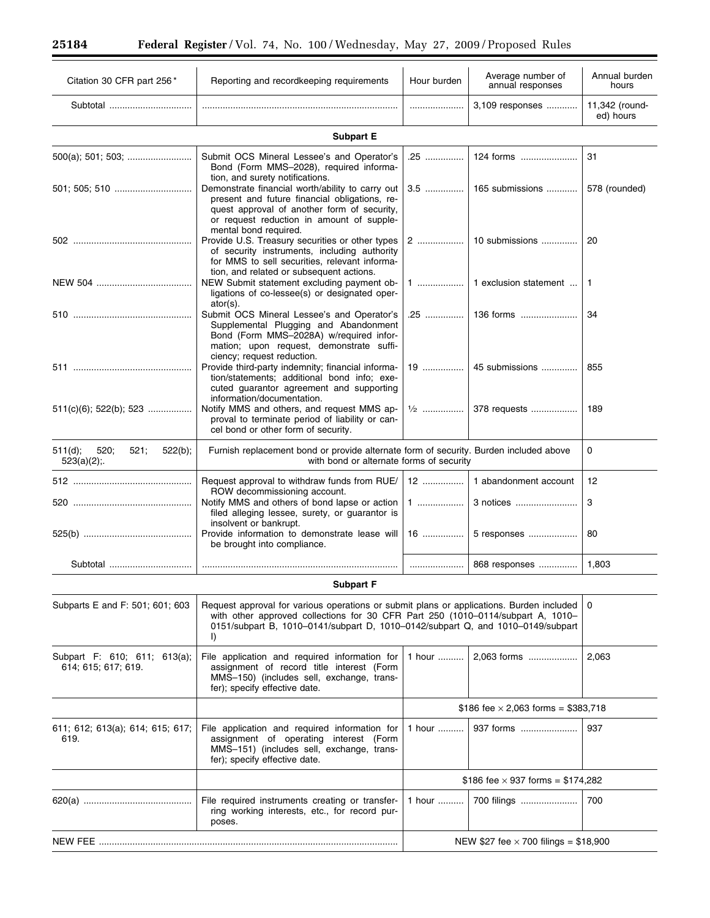| Citation 30 CFR part 256 * | Reporting and recordkeeping requirements | Hour burden | Average number of annual responses | Annual burden hours |
|---|---|---|---|---|
| Subtotal | | | 3,109 responses | 11,342 (rounded) hours |
| **Subpart E** | | | | |
| 500(a); 501; 503; | Submit OCS Mineral Lessee's and Operator's Bond (Form MMS–2028), required information, and surety notifications. | .25 | 124 forms | 31 |
| 501; 505; 510 | Demonstrate financial worth/ability to carry out present and future financial obligations, request approval of another form of security, or request reduction in amount of supplemental bond required. | 3.5 | 165 submissions | 578 (rounded) |
| 502 | Provide U.S. Treasury securities or other types of security instruments, including authority for MMS to sell securities, relevant information, and related or subsequent actions. | 2 | 10 submissions | 20 |
| NEW 504 | NEW Submit statement excluding payment obligations of co-lessee(s) or designated operator(s). | 1 | 1 exclusion statement | 1 |
| 510 | Submit OCS Mineral Lessee's and Operator's Supplemental Plugging and Abandonment Bond (Form MMS–2028A) w/required information; upon request, demonstrate sufficiency; request reduction. | .25 | 136 forms | 34 |
| 511 | Provide third-party indemnity; financial information/statements; additional bond info; executed guarantor agreement and supporting information/documentation. | 19 | 45 submissions | 855 |
| 511(c)(6); 522(b); 523 | Notify MMS and others, and request MMS approval to terminate period of liability or cancel bond or other form of security. | ½ | 378 requests | 189 |
| 511(d); 520; 521; 522(b); 523(a)(2);. | Furnish replacement bond or provide alternate form of security. Burden included above with bond or alternate forms of security | | | 0 |
| 512 | Request approval to withdraw funds from RUE/ROW decommissioning account. | 12 | 1 abandonment account | 12 |
| 520 | Notify MMS and others of bond lapse or action filed alleging lessee, surety, or guarantor is insolvent or bankrupt. | 1 | 3 notices | 3 |
| 525(b) | Provide information to demonstrate lease will be brought into compliance. | 16 | 5 responses | 80 |
| Subtotal | | | 868 responses | 1,803 |
| **Subpart F** | | | | |
| Subparts E and F: 501; 601; 603 | Request approval for various operations or submit plans or applications. Burden included with other approved collections for 30 CFR Part 250 (1010–0114/subpart A, 1010–0151/subpart B, 1010–0141/subpart D, 1010–0142/subpart Q, and 1010–0149/subpart I) | | | 0 |
| Subpart F: 610; 611; 613(a); 614; 615; 617; 619. | File application and required information for assignment of record title interest (Form MMS–150) (includes sell, exchange, transfer); specify effective date. | 1 hour | 2,063 forms | 2,063 |
| | | $186 fee × 2,063 forms = $383,718 | | |
| 611; 612; 613(a); 614; 615; 617; 619. | File application and required information for assignment of operating interest (Form MMS–151) (includes sell, exchange, transfer); specify effective date. | 1 hour | 937 forms | 937 |
| | | $186 fee × 937 forms = $174,282 | | |
| 620(a) | File required instruments creating or transferring working interests, etc., for record purposes. | 1 hour | 700 filings | 700 |
| NEW FEE | | NEW $27 fee × 700 filings = $18,900 | | |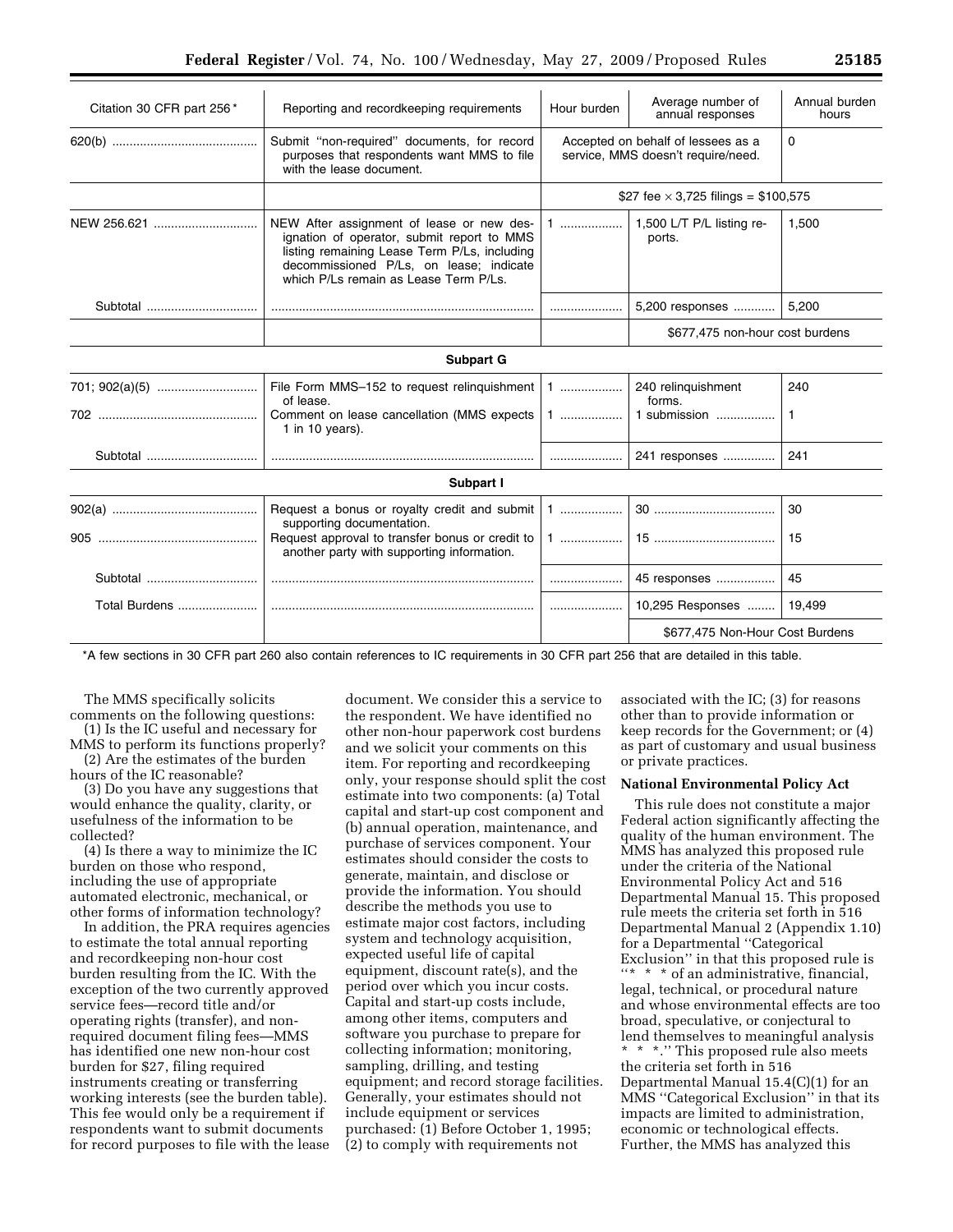| Citation 30 CFR part 256* | Reporting and recordkeeping requirements | Hour burden | Average number of annual responses | Annual burden hours |
|---|---|---|---|---|
| 620(b) | Submit "non-required" documents, for record purposes that respondents want MMS to file with the lease document. | Accepted on behalf of lessees as a service, MMS doesn't require/need. | | 0 |
| | | $27 fee × 3,725 filings = $100,575 | | |
| NEW 256.621 | NEW After assignment of lease or new designation of operator, submit report to MMS listing remaining Lease Term P/Ls, including decommissioned P/Ls, on lease; indicate which P/Ls remain as Lease Term P/Ls. | 1 | 1,500 L/T P/L listing reports. | 1,500 |
| Subtotal | | | 5,200 responses | 5,200 |
| | | | $677,475 non-hour cost burdens | |
| **Subpart G** | | | | |
| 701; 902(a)(5) | File Form MMS–152 to request relinquishment of lease. | 1 | 240 relinquishment forms. | 240 |
| 702 | Comment on lease cancellation (MMS expects 1 in 10 years). | 1 | 1 submission | 1 |
| Subtotal | | | 241 responses | 241 |
| **Subpart I** | | | | |
| 902(a) | Request a bonus or royalty credit and submit supporting documentation. | 1 | 30 | 30 |
| 905 | Request approval to transfer bonus or credit to another party with supporting information. | 1 | 15 | 15 |
| Subtotal | | | 45 responses | 45 |
| Total Burdens | | | 10,295 Responses | 19,499 |
| | | | $677,475 Non-Hour Cost Burdens | |

*A few sections in 30 CFR part 260 also contain references to IC requirements in 30 CFR part 256 that are detailed in this table.

The MMS specifically solicits comments on the following questions:

(1) Is the IC useful and necessary for MMS to perform its functions properly?

(2) Are the estimates of the burden hours of the IC reasonable?

(3) Do you have any suggestions that would enhance the quality, clarity, or usefulness of the information to be collected?

(4) Is there a way to minimize the IC burden on those who respond, including the use of appropriate automated electronic, mechanical, or other forms of information technology?

In addition, the PRA requires agencies to estimate the total annual reporting and recordkeeping non-hour cost burden resulting from the IC. With the exception of the two currently approved service fees—record title and/or operating rights (transfer), and non-required document filing fees—MMS has identified one new non-hour cost burden for $27, filing required instruments creating or transferring working interests (see the burden table). This fee would only be a requirement if respondents want to submit documents for record purposes to file with the lease document. We consider this a service to the respondent. We have identified no other non-hour paperwork cost burdens and we solicit your comments on this item. For reporting and recordkeeping only, your response should split the cost estimate into two components: (a) Total capital and start-up cost component and (b) annual operation, maintenance, and purchase of services component. Your estimates should consider the costs to generate, maintain, and disclose or provide the information. You should describe the methods you use to estimate major cost factors, including system and technology acquisition, expected useful life of capital equipment, discount rate(s), and the period over which you incur costs. Capital and start-up costs include, among other items, computers and software you purchase to prepare for collecting information; monitoring, sampling, drilling, and testing equipment; and record storage facilities. Generally, your estimates should not include equipment or services purchased: (1) Before October 1, 1995; (2) to comply with requirements not associated with the IC; (3) for reasons other than to provide information or keep records for the Government; or (4) as part of customary and usual business or private practices.

**National Environmental Policy Act**

This rule does not constitute a major Federal action significantly affecting the quality of the human environment. The MMS has analyzed this proposed rule under the criteria of the National Environmental Policy Act and 516 Departmental Manual 15. This proposed rule meets the criteria set forth in 516 Departmental Manual 2 (Appendix 1.10) for a Departmental "Categorical Exclusion" in that this proposed rule is "* * * of an administrative, financial, legal, technical, or procedural nature and whose environmental effects are too broad, speculative, or conjectural to lend themselves to meaningful analysis * * *." This proposed rule also meets the criteria set forth in 516 Departmental Manual 15.4(C)(1) for an MMS "Categorical Exclusion" in that its impacts are limited to administration, economic or technological effects. Further, the MMS has analyzed this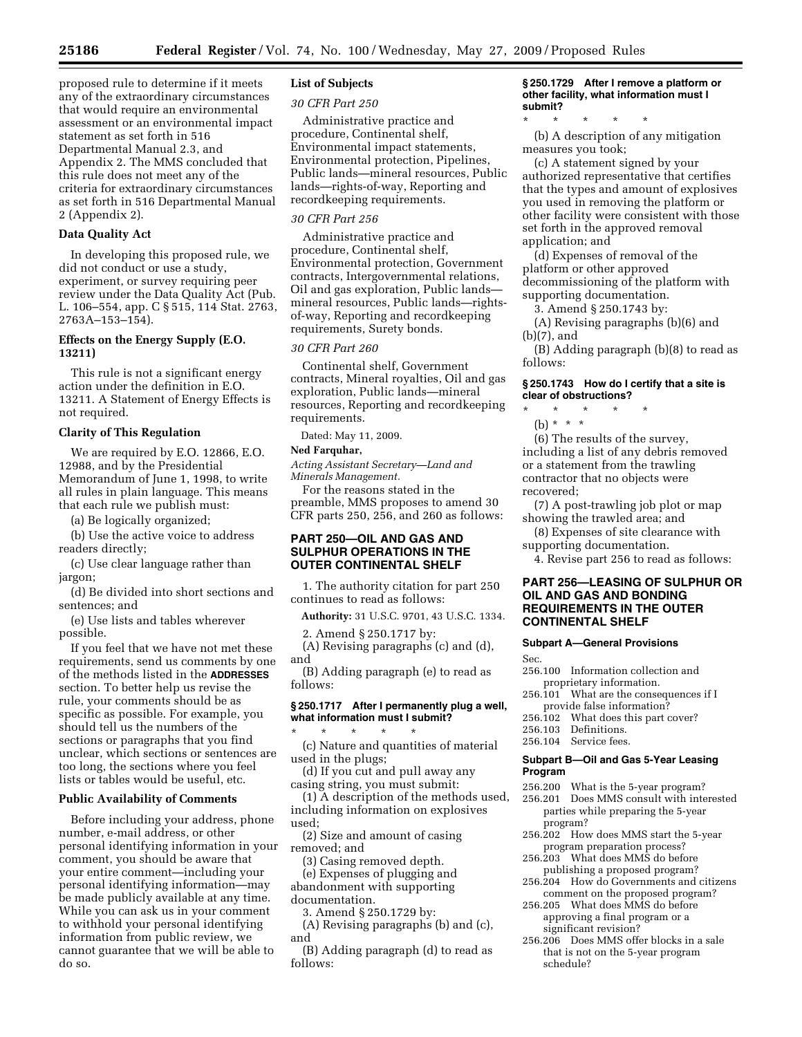proposed rule to determine if it meets any of the extraordinary circumstances that would require an environmental assessment or an environmental impact statement as set forth in 516 Departmental Manual 2.3, and Appendix 2. The MMS concluded that this rule does not meet any of the criteria for extraordinary circumstances as set forth in 516 Departmental Manual 2 (Appendix 2).

**Data Quality Act**

In developing this proposed rule, we did not conduct or use a study, experiment, or survey requiring peer review under the Data Quality Act (Pub. L. 106–554, app. C § 515, 114 Stat. 2763, 2763A–153–154).

**Effects on the Energy Supply (E.O. 13211)**

This rule is not a significant energy action under the definition in E.O. 13211. A Statement of Energy Effects is not required.

**Clarity of This Regulation**

We are required by E.O. 12866, E.O. 12988, and by the Presidential Memorandum of June 1, 1998, to write all rules in plain language. This means that each rule we publish must:

(a) Be logically organized;

(b) Use the active voice to address readers directly;

(c) Use clear language rather than jargon;

(d) Be divided into short sections and sentences; and

(e) Use lists and tables wherever possible.

If you feel that we have not met these requirements, send us comments by one of the methods listed in the **ADDRESSES** section. To better help us revise the rule, your comments should be as specific as possible. For example, you should tell us the numbers of the sections or paragraphs that you find unclear, which sections or sentences are too long, the sections where you feel lists or tables would be useful, etc.

**Public Availability of Comments**

Before including your address, phone number, e-mail address, or other personal identifying information in your comment, you should be aware that your entire comment—including your personal identifying information—may be made publicly available at any time. While you can ask us in your comment to withhold your personal identifying information from public review, we cannot guarantee that we will be able to do so.

**List of Subjects**

*30 CFR Part 250*

Administrative practice and procedure, Continental shelf, Environmental impact statements, Environmental protection, Pipelines, Public lands—mineral resources, Public lands—rights-of-way, Reporting and recordkeeping requirements.

*30 CFR Part 256*

Administrative practice and procedure, Continental shelf, Environmental protection, Government contracts, Intergovernmental relations, Oil and gas exploration, Public lands—mineral resources, Public lands—rights-of-way, Reporting and recordkeeping requirements, Surety bonds.

*30 CFR Part 260*

Continental shelf, Government contracts, Mineral royalties, Oil and gas exploration, Public lands—mineral resources, Reporting and recordkeeping requirements.

Dated: May 11, 2009.

**Ned Farquhar,**

*Acting Assistant Secretary—Land and Minerals Management.*

For the reasons stated in the preamble, MMS proposes to amend 30 CFR parts 250, 256, and 260 as follows:

## PART 250—OIL AND GAS AND SULPHUR OPERATIONS IN THE OUTER CONTINENTAL SHELF

1. The authority citation for part 250 continues to read as follows:

**Authority:** 31 U.S.C. 9701, 43 U.S.C. 1334.

2. Amend § 250.1717 by:

(A) Revising paragraphs (c) and (d), and

(B) Adding paragraph (e) to read as follows:

### § 250.1717 After I permanently plug a well, what information must I submit?

\* \* \* \* \*

(c) Nature and quantities of material used in the plugs;

(d) If you cut and pull away any casing string, you must submit:

(1) A description of the methods used, including information on explosives used;

(2) Size and amount of casing removed; and

(3) Casing removed depth.

(e) Expenses of plugging and abandonment with supporting documentation.

3. Amend § 250.1729 by:

(A) Revising paragraphs (b) and (c), and

(B) Adding paragraph (d) to read as follows:

### § 250.1729 After I remove a platform or other facility, what information must I submit?

\* \* \* \* \*

(b) A description of any mitigation measures you took;

(c) A statement signed by your authorized representative that certifies that the types and amount of explosives you used in removing the platform or other facility were consistent with those set forth in the approved removal application; and

(d) Expenses of removal of the platform or other approved decommissioning of the platform with supporting documentation.

3. Amend § 250.1743 by:

(A) Revising paragraphs (b)(6) and (b)(7), and

(B) Adding paragraph (b)(8) to read as follows:

### § 250.1743 How do I certify that a site is clear of obstructions?

\* \* \* \* \*

(b) \* \* \*

(6) The results of the survey, including a list of any debris removed or a statement from the trawling contractor that no objects were recovered;

(7) A post-trawling job plot or map showing the trawled area; and

(8) Expenses of site clearance with supporting documentation.

4. Revise part 256 to read as follows:

## PART 256—LEASING OF SULPHUR OR OIL AND GAS AND BONDING REQUIREMENTS IN THE OUTER CONTINENTAL SHELF

**Subpart A—General Provisions**

Sec.
256.100 Information collection and proprietary information.
256.101 What are the consequences if I provide false information?
256.102 What does this part cover?
256.103 Definitions.
256.104 Service fees.

**Subpart B—Oil and Gas 5-Year Leasing Program**

256.200 What is the 5-year program?
256.201 Does MMS consult with interested parties while preparing the 5-year program?
256.202 How does MMS start the 5-year program preparation process?
256.203 What does MMS do before publishing a proposed program?
256.204 How do Governments and citizens comment on the proposed program?
256.205 What does MMS do before approving a final program or a significant revision?
256.206 Does MMS offer blocks in a sale that is not on the 5-year program schedule?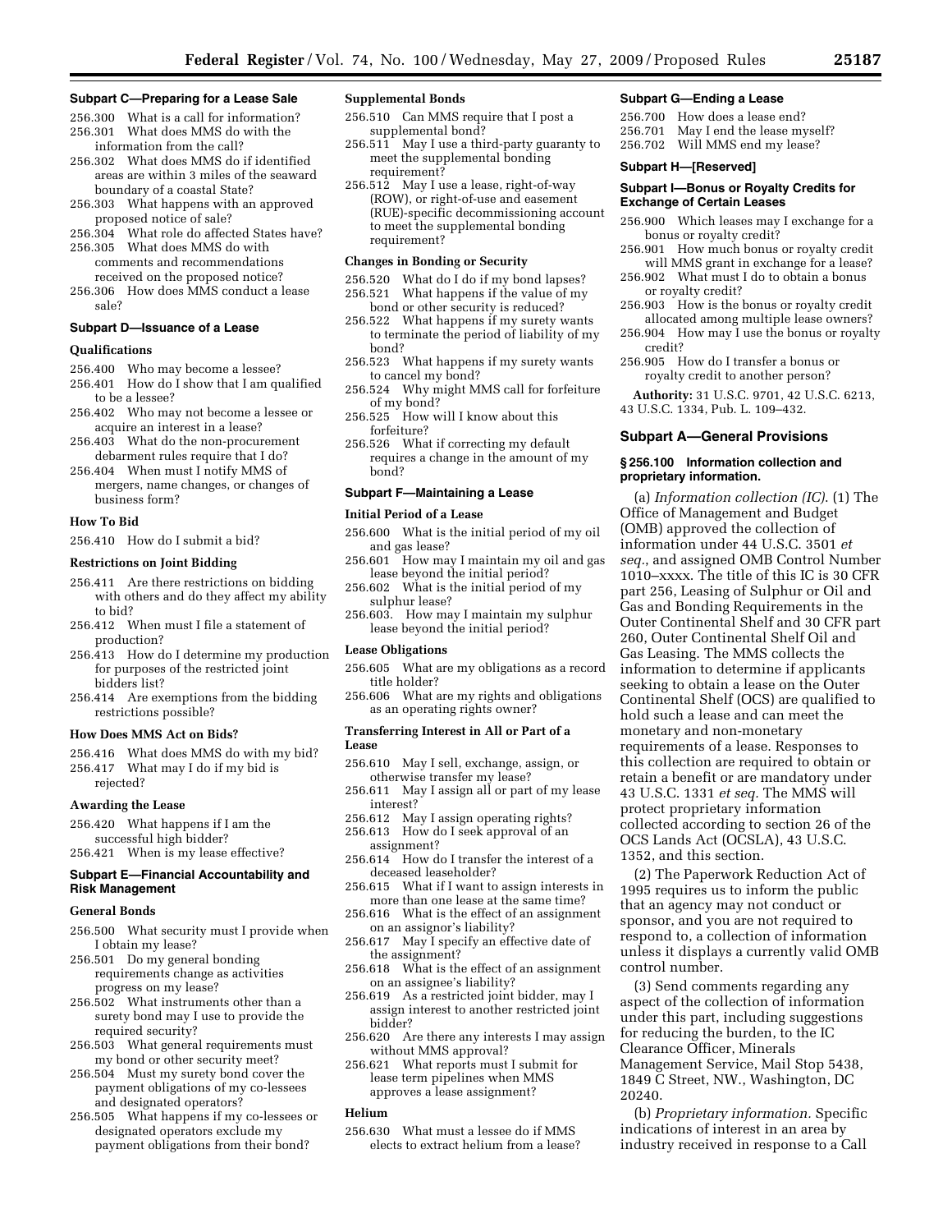#### Subpart C—Preparing for a Lease Sale

256.300 What is a call for information?
256.301 What does MMS do with the information from the call?
256.302 What does MMS do if identified areas are within 3 miles of the seaward boundary of a coastal State?
256.303 What happens with an approved proposed notice of sale?
256.304 What role do affected States have?
256.305 What does MMS do with comments and recommendations received on the proposed notice?
256.306 How does MMS conduct a lease sale?

#### Subpart D—Issuance of a Lease

**Qualifications**

256.400 Who may become a lessee?
256.401 How do I show that I am qualified to be a lessee?
256.402 Who may not become a lessee or acquire an interest in a lease?
256.403 What do the non-procurement debarment rules require that I do?
256.404 When must I notify MMS of mergers, name changes, or changes of business form?

**How To Bid**

256.410 How do I submit a bid?

**Restrictions on Joint Bidding**

256.411 Are there restrictions on bidding with others and do they affect my ability to bid?
256.412 When must I file a statement of production?
256.413 How do I determine my production for purposes of the restricted joint bidders list?
256.414 Are exemptions from the bidding restrictions possible?

**How Does MMS Act on Bids?**

256.416 What does MMS do with my bid?
256.417 What may I do if my bid is rejected?

**Awarding the Lease**

256.420 What happens if I am the successful high bidder?
256.421 When is my lease effective?

#### Subpart E—Financial Accountability and Risk Management

**General Bonds**

256.500 What security must I provide when I obtain my lease?
256.501 Do my general bonding requirements change as activities progress on my lease?
256.502 What instruments other than a surety bond may I use to provide the required security?
256.503 What general requirements must my bond or other security meet?
256.504 Must my surety bond cover the payment obligations of my co-lessees and designated operators?
256.505 What happens if my co-lessees or designated operators exclude my payment obligations from their bond?

**Supplemental Bonds**

256.510 Can MMS require that I post a supplemental bond?
256.511 May I use a third-party guaranty to meet the supplemental bonding requirement?
256.512 May I use a lease, right-of-way (ROW), or right-of-use and easement (RUE)-specific decommissioning account to meet the supplemental bonding requirement?

**Changes in Bonding or Security**

256.520 What do I do if my bond lapses?
256.521 What happens if the value of my bond or other security is reduced?
256.522 What happens if my surety wants to terminate the period of liability of my bond?
256.523 What happens if my surety wants to cancel my bond?
256.524 Why might MMS call for forfeiture of my bond?
256.525 How will I know about this forfeiture?
256.526 What if correcting my default requires a change in the amount of my bond?

#### Subpart F—Maintaining a Lease

**Initial Period of a Lease**

256.600 What is the initial period of my oil and gas lease?
256.601 How may I maintain my oil and gas lease beyond the initial period?
256.602 What is the initial period of my sulphur lease?
256.603. How may I maintain my sulphur lease beyond the initial period?

**Lease Obligations**

256.605 What are my obligations as a record title holder?
256.606 What are my rights and obligations as an operating rights owner?

**Transferring Interest in All or Part of a Lease**

256.610 May I sell, exchange, assign, or otherwise transfer my lease?
256.611 May I assign all or part of my lease interest?
256.612 May I assign operating rights?
256.613 How do I seek approval of an assignment?
256.614 How do I transfer the interest of a deceased leaseholder?
256.615 What if I want to assign interests in more than one lease at the same time?
256.616 What is the effect of an assignment on an assignor's liability?
256.617 May I specify an effective date of the assignment?
256.618 What is the effect of an assignment on an assignee's liability?
256.619 As a restricted joint bidder, may I assign interest to another restricted joint bidder?
256.620 Are there any interests I may assign without MMS approval?
256.621 What reports must I submit for lease term pipelines when MMS approves a lease assignment?

**Helium**

256.630 What must a lessee do if MMS elects to extract helium from a lease?

#### Subpart G—Ending a Lease

256.700 How does a lease end?
256.701 May I end the lease myself?
256.702 Will MMS end my lease?

#### Subpart H—[Reserved]

#### Subpart I—Bonus or Royalty Credits for Exchange of Certain Leases

256.900 Which leases may I exchange for a bonus or royalty credit?
256.901 How much bonus or royalty credit will MMS grant in exchange for a lease?
256.902 What must I do to obtain a bonus or royalty credit?
256.903 How is the bonus or royalty credit allocated among multiple lease owners?
256.904 How may I use the bonus or royalty credit?
256.905 How do I transfer a bonus or royalty credit to another person?

**Authority:** 31 U.S.C. 9701, 42 U.S.C. 6213, 43 U.S.C. 1334, Pub. L. 109–432.

## Subpart A—General Provisions

### § 256.100 Information collection and proprietary information.

(a) *Information collection (IC).* (1) The Office of Management and Budget (OMB) approved the collection of information under 44 U.S.C. 3501 *et seq.*, and assigned OMB Control Number 1010–xxxx. The title of this IC is 30 CFR part 256, Leasing of Sulphur or Oil and Gas and Bonding Requirements in the Outer Continental Shelf and 30 CFR part 260, Outer Continental Shelf Oil and Gas Leasing. The MMS collects the information to determine if applicants seeking to obtain a lease on the Outer Continental Shelf (OCS) are qualified to hold such a lease and can meet the monetary and non-monetary requirements of a lease. Responses to this collection are required to obtain or retain a benefit or are mandatory under 43 U.S.C. 1331 *et seq.* The MMS will protect proprietary information collected according to section 26 of the OCS Lands Act (OCSLA), 43 U.S.C. 1352, and this section.

(2) The Paperwork Reduction Act of 1995 requires us to inform the public that an agency may not conduct or sponsor, and you are not required to respond to, a collection of information unless it displays a currently valid OMB control number.

(3) Send comments regarding any aspect of the collection of information under this part, including suggestions for reducing the burden, to the IC Clearance Officer, Minerals Management Service, Mail Stop 5438, 1849 C Street, NW., Washington, DC 20240.

(b) *Proprietary information.* Specific indications of interest in an area by industry received in response to a Call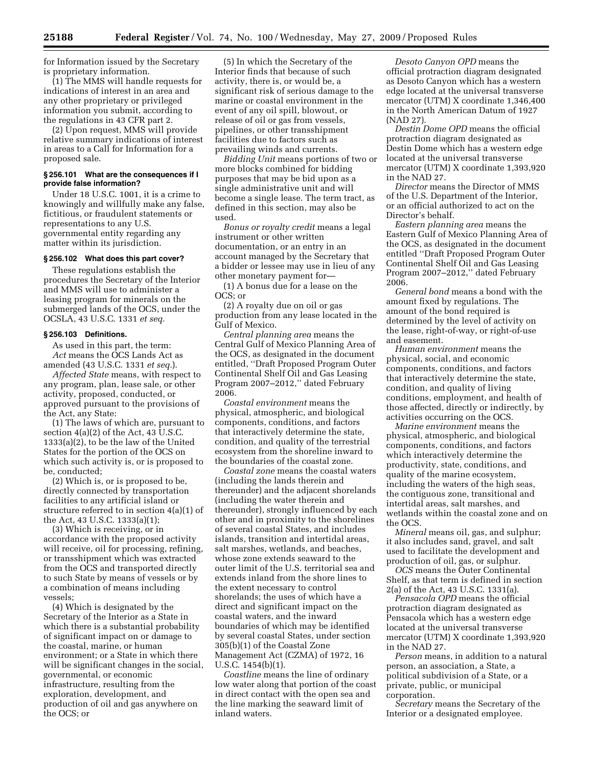for Information issued by the Secretary is proprietary information.

(1) The MMS will handle requests for indications of interest in an area and any other proprietary or privileged information you submit, according to the regulations in 43 CFR part 2.

(2) Upon request, MMS will provide relative summary indications of interest in areas to a Call for Information for a proposed sale.

#### § 256.101 What are the consequences if I provide false information?

Under 18 U.S.C. 1001, it is a crime to knowingly and willfully make any false, fictitious, or fraudulent statements or representations to any U.S. governmental entity regarding any matter within its jurisdiction.

#### § 256.102 What does this part cover?

These regulations establish the procedures the Secretary of the Interior and MMS will use to administer a leasing program for minerals on the submerged lands of the OCS, under the OCSLA, 43 U.S.C. 1331 *et seq.*

#### § 256.103 Definitions.

As used in this part, the term:

*Act* means the OCS Lands Act as amended (43 U.S.C. 1331 *et seq.*).

*Affected State* means, with respect to any program, plan, lease sale, or other activity, proposed, conducted, or approved pursuant to the provisions of the Act, any State:

(1) The laws of which are, pursuant to section 4(a)(2) of the Act, 43 U.S.C. 1333(a)(2), to be the law of the United States for the portion of the OCS on which such activity is, or is proposed to be, conducted;

(2) Which is, or is proposed to be, directly connected by transportation facilities to any artificial island or structure referred to in section 4(a)(1) of the Act, 43 U.S.C. 1333(a)(1);

(3) Which is receiving, or in accordance with the proposed activity will receive, oil for processing, refining, or transshipment which was extracted from the OCS and transported directly to such State by means of vessels or by a combination of means including vessels;

(4) Which is designated by the Secretary of the Interior as a State in which there is a substantial probability of significant impact on or damage to the coastal, marine, or human environment; or a State in which there will be significant changes in the social, governmental, or economic infrastructure, resulting from the exploration, development, and production of oil and gas anywhere on the OCS; or

(5) In which the Secretary of the Interior finds that because of such activity, there is, or would be, a significant risk of serious damage to the marine or coastal environment in the event of any oil spill, blowout, or release of oil or gas from vessels, pipelines, or other transshipment facilities due to factors such as prevailing winds and currents.

*Bidding Unit* means portions of two or more blocks combined for bidding purposes that may be bid upon as a single administrative unit and will become a single lease. The term tract, as defined in this section, may also be used.

*Bonus or royalty credit* means a legal instrument or other written documentation, or an entry in an account managed by the Secretary that a bidder or lessee may use in lieu of any other monetary payment for—

(1) A bonus due for a lease on the OCS; or

(2) A royalty due on oil or gas production from any lease located in the Gulf of Mexico.

*Central planning area* means the Central Gulf of Mexico Planning Area of the OCS, as designated in the document entitled, ''Draft Proposed Program Outer Continental Shelf Oil and Gas Leasing Program 2007–2012,'' dated February 2006.

*Coastal environment* means the physical, atmospheric, and biological components, conditions, and factors that interactively determine the state, condition, and quality of the terrestrial ecosystem from the shoreline inward to the boundaries of the coastal zone.

*Coastal zone* means the coastal waters (including the lands therein and thereunder) and the adjacent shorelands (including the water therein and thereunder), strongly influenced by each other and in proximity to the shorelines of several coastal States, and includes islands, transition and intertidal areas, salt marshes, wetlands, and beaches, whose zone extends seaward to the outer limit of the U.S. territorial sea and extends inland from the shore lines to the extent necessary to control shorelands; the uses of which have a direct and significant impact on the coastal waters, and the inward boundaries of which may be identified by several coastal States, under section 305(b)(1) of the Coastal Zone Management Act (CZMA) of 1972, 16 U.S.C. 1454(b)(1).

*Coastline* means the line of ordinary low water along that portion of the coast in direct contact with the open sea and the line marking the seaward limit of inland waters.

*Desoto Canyon OPD* means the official protraction diagram designated as Desoto Canyon which has a western edge located at the universal transverse mercator (UTM) X coordinate 1,346,400 in the North American Datum of 1927 (NAD 27).

*Destin Dome OPD* means the official protraction diagram designated as Destin Dome which has a western edge located at the universal transverse mercator (UTM) X coordinate 1,393,920 in the NAD 27.

*Director* means the Director of MMS of the U.S. Department of the Interior, or an official authorized to act on the Director's behalf.

*Eastern planning area* means the Eastern Gulf of Mexico Planning Area of the OCS, as designated in the document entitled ''Draft Proposed Program Outer Continental Shelf Oil and Gas Leasing Program 2007–2012,'' dated February 2006.

*General bond* means a bond with the amount fixed by regulations. The amount of the bond required is determined by the level of activity on the lease, right-of-way, or right-of-use and easement.

*Human environment* means the physical, social, and economic components, conditions, and factors that interactively determine the state, condition, and quality of living conditions, employment, and health of those affected, directly or indirectly, by activities occurring on the OCS.

*Marine environment* means the physical, atmospheric, and biological components, conditions, and factors which interactively determine the productivity, state, conditions, and quality of the marine ecosystem, including the waters of the high seas, the contiguous zone, transitional and intertidal areas, salt marshes, and wetlands within the coastal zone and on the OCS.

*Mineral* means oil, gas, and sulphur; it also includes sand, gravel, and salt used to facilitate the development and production of oil, gas, or sulphur.

*OCS* means the Outer Continental Shelf, as that term is defined in section 2(a) of the Act, 43 U.S.C. 1331(a).

*Pensacola OPD* means the official protraction diagram designated as Pensacola which has a western edge located at the universal transverse mercator (UTM) X coordinate 1,393,920 in the NAD 27.

*Person* means, in addition to a natural person, an association, a State, a political subdivision of a State, or a private, public, or municipal corporation.

*Secretary* means the Secretary of the Interior or a designated employee.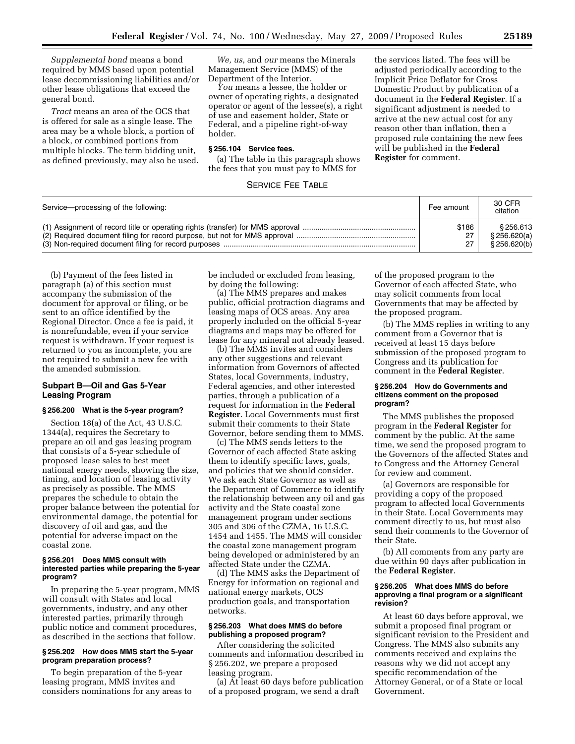*Supplemental bond* means a bond required by MMS based upon potential lease decommissioning liabilities and/or other lease obligations that exceed the general bond.

*Tract* means an area of the OCS that is offered for sale as a single lease. The area may be a whole block, a portion of a block, or combined portions from multiple blocks. The term bidding unit, as defined previously, may also be used.

*We, us,* and *our* means the Minerals Management Service (MMS) of the Department of the Interior.

*You* means a lessee, the holder or owner of operating rights, a designated operator or agent of the lessee(s), a right of use and easement holder, State or Federal, and a pipeline right-of-way holder.

### § 256.104 Service fees.

(a) The table in this paragraph shows the fees that you must pay to MMS for the services listed. The fees will be adjusted periodically according to the Implicit Price Deflator for Gross Domestic Product by publication of a document in the **Federal Register**. If a significant adjustment is needed to arrive at the new actual cost for any reason other than inflation, then a proposed rule containing the new fees will be published in the **Federal Register** for comment.

SERVICE FEE TABLE

| Service—processing of the following: | Fee amount | 30 CFR citation |
|---|---|---|
| (1) Assignment of record title or operating rights (transfer) for MMS approval | $186 | § 256.613 |
| (2) Required document filing for record purpose, but not for MMS approval | 27 | § 256.620(a) |
| (3) Non-required document filing for record purposes | 27 | § 256.620(b) |

(b) Payment of the fees listed in paragraph (a) of this section must accompany the submission of the document for approval or filing, or be sent to an office identified by the Regional Director. Once a fee is paid, it is nonrefundable, even if your service request is withdrawn. If your request is returned to you as incomplete, you are not required to submit a new fee with the amended submission.

## Subpart B—Oil and Gas 5-Year Leasing Program

### § 256.200 What is the 5-year program?

Section 18(a) of the Act, 43 U.S.C. 1344(a), requires the Secretary to prepare an oil and gas leasing program that consists of a 5-year schedule of proposed lease sales to best meet national energy needs, showing the size, timing, and location of leasing activity as precisely as possible. The MMS prepares the schedule to obtain the proper balance between the potential for environmental damage, the potential for discovery of oil and gas, and the potential for adverse impact on the coastal zone.

### § 256.201 Does MMS consult with interested parties while preparing the 5-year program?

In preparing the 5-year program, MMS will consult with States and local governments, industry, and any other interested parties, primarily through public notice and comment procedures, as described in the sections that follow.

### § 256.202 How does MMS start the 5-year program preparation process?

To begin preparation of the 5-year leasing program, MMS invites and considers nominations for any areas to be included or excluded from leasing, by doing the following:

(a) The MMS prepares and makes public, official protraction diagrams and leasing maps of OCS areas. Any area properly included on the official 5-year diagrams and maps may be offered for lease for any mineral not already leased.

(b) The MMS invites and considers any other suggestions and relevant information from Governors of affected States, local Governments, industry, Federal agencies, and other interested parties, through a publication of a request for information in the **Federal Register**. Local Governments must first submit their comments to their State Governor, before sending them to MMS.

(c) The MMS sends letters to the Governor of each affected State asking them to identify specific laws, goals, and policies that we should consider. We ask each State Governor as well as the Department of Commerce to identify the relationship between any oil and gas activity and the State coastal zone management program under sections 305 and 306 of the CZMA, 16 U.S.C. 1454 and 1455. The MMS will consider the coastal zone management program being developed or administered by an affected State under the CZMA.

(d) The MMS asks the Department of Energy for information on regional and national energy markets, OCS production goals, and transportation networks.

### § 256.203 What does MMS do before publishing a proposed program?

After considering the solicited comments and information described in § 256.202, we prepare a proposed leasing program.

(a) At least 60 days before publication of a proposed program, we send a draft of the proposed program to the Governor of each affected State, who may solicit comments from local Governments that may be affected by the proposed program.

(b) The MMS replies in writing to any comment from a Governor that is received at least 15 days before submission of the proposed program to Congress and its publication for comment in the **Federal Register**.

### § 256.204 How do Governments and citizens comment on the proposed program?

The MMS publishes the proposed program in the **Federal Register** for comment by the public. At the same time, we send the proposed program to the Governors of the affected States and to Congress and the Attorney General for review and comment.

(a) Governors are responsible for providing a copy of the proposed program to affected local Governments in their State. Local Governments may comment directly to us, but must also send their comments to the Governor of their State.

(b) All comments from any party are due within 90 days after publication in the **Federal Register**.

### § 256.205 What does MMS do before approving a final program or a significant revision?

At least 60 days before approval, we submit a proposed final program or significant revision to the President and Congress. The MMS also submits any comments received and explains the reasons why we did not accept any specific recommendation of the Attorney General, or of a State or local Government.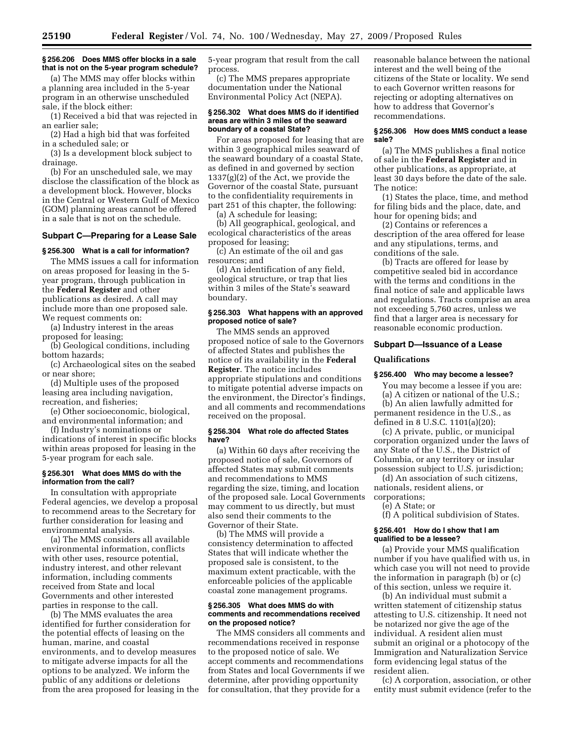**§ 256.206 Does MMS offer blocks in a sale that is not on the 5-year program schedule?**

(a) The MMS may offer blocks within a planning area included in the 5-year program in an otherwise unscheduled sale, if the block either:

(1) Received a bid that was rejected in an earlier sale;

(2) Had a high bid that was forfeited in a scheduled sale; or

(3) Is a development block subject to drainage.

(b) For an unscheduled sale, we may disclose the classification of the block as a development block. However, blocks in the Central or Western Gulf of Mexico (GOM) planning areas cannot be offered in a sale that is not on the schedule.

## Subpart C—Preparing for a Lease Sale

**§ 256.300 What is a call for information?**

The MMS issues a call for information on areas proposed for leasing in the 5-year program, through publication in the **Federal Register** and other publications as desired. A call may include more than one proposed sale. We request comments on:

(a) Industry interest in the areas proposed for leasing;

(b) Geological conditions, including bottom hazards;

(c) Archaeological sites on the seabed or near shore;

(d) Multiple uses of the proposed leasing area including navigation, recreation, and fisheries;

(e) Other socioeconomic, biological, and environmental information; and

(f) Industry's nominations or indications of interest in specific blocks within areas proposed for leasing in the 5-year program for each sale.

**§ 256.301 What does MMS do with the information from the call?**

In consultation with appropriate Federal agencies, we develop a proposal to recommend areas to the Secretary for further consideration for leasing and environmental analysis.

(a) The MMS considers all available environmental information, conflicts with other uses, resource potential, industry interest, and other relevant information, including comments received from State and local Governments and other interested parties in response to the call.

(b) The MMS evaluates the area identified for further consideration for the potential effects of leasing on the human, marine, and coastal environments, and to develop measures to mitigate adverse impacts for all the options to be analyzed. We inform the public of any additions or deletions from the area proposed for leasing in the 5-year program that result from the call process.

(c) The MMS prepares appropriate documentation under the National Environmental Policy Act (NEPA).

**§ 256.302 What does MMS do if identified areas are within 3 miles of the seaward boundary of a coastal State?**

For areas proposed for leasing that are within 3 geographical miles seaward of the seaward boundary of a coastal State, as defined in and governed by section 1337(g)(2) of the Act, we provide the Governor of the coastal State, pursuant to the confidentiality requirements in part 251 of this chapter, the following:

(a) A schedule for leasing;

(b) All geographical, geological, and ecological characteristics of the areas proposed for leasing;

(c) An estimate of the oil and gas resources; and

(d) An identification of any field, geological structure, or trap that lies within 3 miles of the State's seaward boundary.

**§ 256.303 What happens with an approved proposed notice of sale?**

The MMS sends an approved proposed notice of sale to the Governors of affected States and publishes the notice of its availability in the **Federal Register**. The notice includes appropriate stipulations and conditions to mitigate potential adverse impacts on the environment, the Director's findings, and all comments and recommendations received on the proposal.

**§ 256.304 What role do affected States have?**

(a) Within 60 days after receiving the proposed notice of sale, Governors of affected States may submit comments and recommendations to MMS regarding the size, timing, and location of the proposed sale. Local Governments may comment to us directly, but must also send their comments to the Governor of their State.

(b) The MMS will provide a consistency determination to affected States that will indicate whether the proposed sale is consistent, to the maximum extent practicable, with the enforceable policies of the applicable coastal zone management programs.

**§ 256.305 What does MMS do with comments and recommendations received on the proposed notice?**

The MMS considers all comments and recommendations received in response to the proposed notice of sale. We accept comments and recommendations from States and local Governments if we determine, after providing opportunity for consultation, that they provide for a reasonable balance between the national interest and the well being of the citizens of the State or locality. We send to each Governor written reasons for rejecting or adopting alternatives on how to address that Governor's recommendations.

**§ 256.306 How does MMS conduct a lease sale?**

(a) The MMS publishes a final notice of sale in the **Federal Register** and in other publications, as appropriate, at least 30 days before the date of the sale. The notice:

(1) States the place, time, and method for filing bids and the place, date, and hour for opening bids; and

(2) Contains or references a description of the area offered for lease and any stipulations, terms, and conditions of the sale.

(b) Tracts are offered for lease by competitive sealed bid in accordance with the terms and conditions in the final notice of sale and applicable laws and regulations. Tracts comprise an area not exceeding 5,760 acres, unless we find that a larger area is necessary for reasonable economic production.

## Subpart D—Issuance of a Lease

### Qualifications

**§ 256.400 Who may become a lessee?**

You may become a lessee if you are:

(a) A citizen or national of the U.S.;

(b) An alien lawfully admitted for permanent residence in the U.S., as defined in 8 U.S.C. 1101(a)(20);

(c) A private, public, or municipal corporation organized under the laws of any State of the U.S., the District of Columbia, or any territory or insular possession subject to U.S. jurisdiction;

(d) An association of such citizens, nationals, resident aliens, or corporations;

(e) A State; or

(f) A political subdivision of States.

**§ 256.401 How do I show that I am qualified to be a lessee?**

(a) Provide your MMS qualification number if you have qualified with us, in which case you will not need to provide the information in paragraph (b) or (c) of this section, unless we require it.

(b) An individual must submit a written statement of citizenship status attesting to U.S. citizenship. It need not be notarized nor give the age of the individual. A resident alien must submit an original or a photocopy of the Immigration and Naturalization Service form evidencing legal status of the resident alien.

(c) A corporation, association, or other entity must submit evidence (refer to the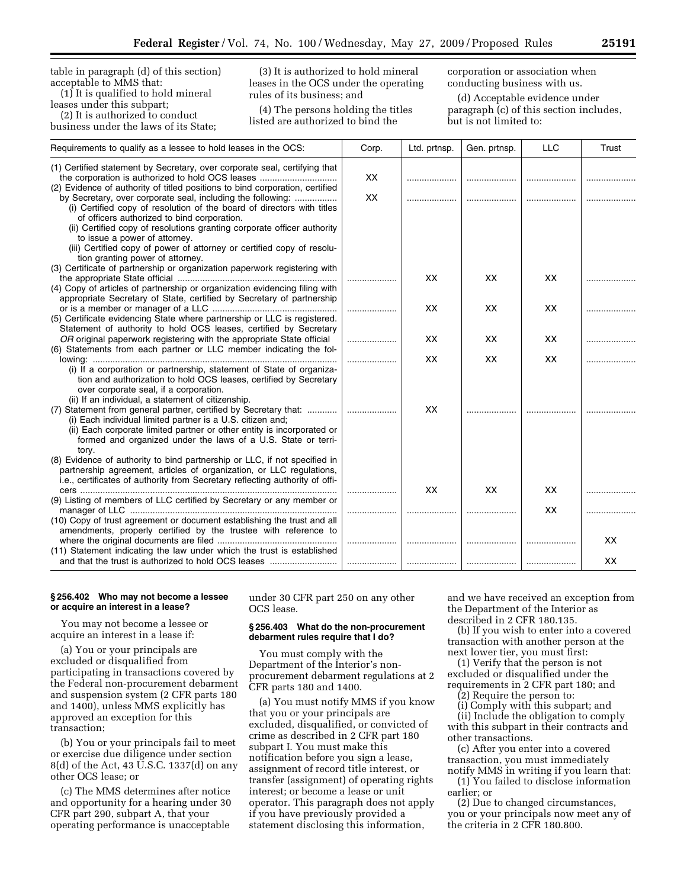table in paragraph (d) of this section) acceptable to MMS that:

(1) It is qualified to hold mineral leases under this subpart;

(2) It is authorized to conduct business under the laws of its State;

(3) It is authorized to hold mineral leases in the OCS under the operating rules of its business; and

(4) The persons holding the titles listed are authorized to bind the corporation or association when conducting business with us.

(d) Acceptable evidence under paragraph (c) of this section includes, but is not limited to:

| Requirements to qualify as a lessee to hold leases in the OCS: | Corp. | Ltd. prtnsp. | Gen. prtnsp. | LLC | Trust |
|---|---|---|---|---|---|
| (1) Certified statement by Secretary, over corporate seal, certifying that the corporation is authorized to hold OCS leases | XX | | | | |
| (2) Evidence of authority of titled positions to bind corporation, certified by Secretary, over corporate seal, including the following:<br>(i) Certified copy of resolution of the board of directors with titles of officers authorized to bind corporation.<br>(ii) Certified copy of resolutions granting corporate officer authority to issue a power of attorney.<br>(iii) Certified copy of power of attorney or certified copy of resolution granting power of attorney. | XX | | | | |
| (3) Certificate of partnership or organization paperwork registering with the appropriate State official | | XX | XX | XX | |
| (4) Copy of articles of partnership or organization evidencing filing with appropriate Secretary of State, certified by Secretary of partnership or is a member or manager of a LLC | | XX | XX | XX | |
| (5) Certificate evidencing State where partnership or LLC is registered. Statement of authority to hold OCS leases, certified by Secretary *OR* original paperwork registering with the appropriate State official | | XX | XX | XX | |
| (6) Statements from each partner or LLC member indicating the following:<br>(i) If a corporation or partnership, statement of State of organization and authorization to hold OCS leases, certified by Secretary over corporate seal, if a corporation.<br>(ii) If an individual, a statement of citizenship. | | XX | XX | XX | |
| (7) Statement from general partner, certified by Secretary that:<br>(i) Each individual limited partner is a U.S. citizen and;<br>(ii) Each corporate limited partner or other entity is incorporated or formed and organized under the laws of a U.S. State or territory. | | XX | | | |
| (8) Evidence of authority to bind partnership or LLC, if not specified in partnership agreement, articles of organization, or LLC regulations, i.e., certificates of authority from Secretary reflecting authority of officers | | XX | XX | XX | |
| (9) Listing of members of LLC certified by Secretary or any member or manager of LLC | | | | XX | |
| (10) Copy of trust agreement or document establishing the trust and all amendments, properly certified by the trustee with reference to where the original documents are filed | | | | | XX |
| (11) Statement indicating the law under which the trust is established and that the trust is authorized to hold OCS leases | | | | | XX |

### § 256.402 Who may not become a lessee or acquire an interest in a lease?

You may not become a lessee or acquire an interest in a lease if:

(a) You or your principals are excluded or disqualified from participating in transactions covered by the Federal non-procurement debarment and suspension system (2 CFR parts 180 and 1400), unless MMS explicitly has approved an exception for this transaction;

(b) You or your principals fail to meet or exercise due diligence under section 8(d) of the Act, 43 U.S.C. 1337(d) on any other OCS lease; or

(c) The MMS determines after notice and opportunity for a hearing under 30 CFR part 290, subpart A, that your operating performance is unacceptable under 30 CFR part 250 on any other OCS lease.

### § 256.403 What do the non-procurement debarment rules require that I do?

You must comply with the Department of the Interior's non-procurement debarment regulations at 2 CFR parts 180 and 1400.

(a) You must notify MMS if you know that you or your principals are excluded, disqualified, or convicted of crime as described in 2 CFR part 180 subpart I. You must make this notification before you sign a lease, assignment of record title interest, or transfer (assignment) of operating rights interest; or become a lease or unit operator. This paragraph does not apply if you have previously provided a statement disclosing this information, and we have received an exception from the Department of the Interior as described in 2 CFR 180.135.

(b) If you wish to enter into a covered transaction with another person at the next lower tier, you must first:

(1) Verify that the person is not excluded or disqualified under the requirements in 2 CFR part 180; and

(2) Require the person to:

(i) Comply with this subpart; and

(ii) Include the obligation to comply with this subpart in their contracts and other transactions.

(c) After you enter into a covered transaction, you must immediately notify MMS in writing if you learn that:

(1) You failed to disclose information earlier; or

(2) Due to changed circumstances, you or your principals now meet any of the criteria in 2 CFR 180.800.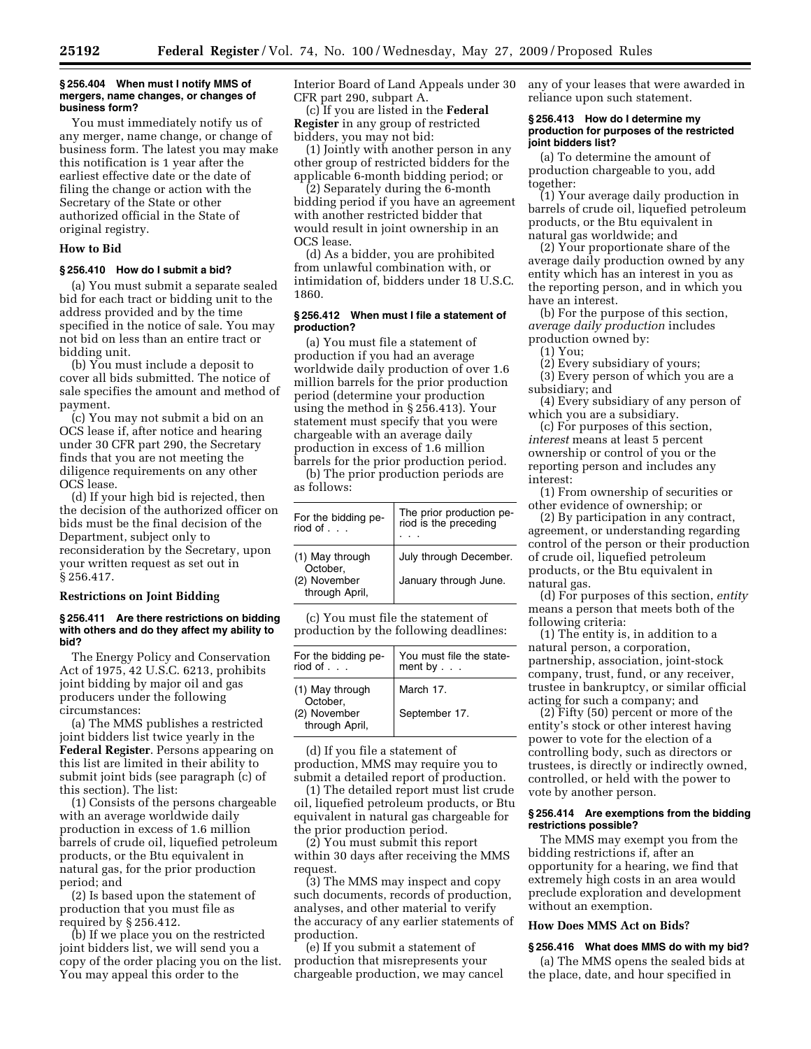### § 256.404 When must I notify MMS of mergers, name changes, or changes of business form?

You must immediately notify us of any merger, name change, or change of business form. The latest you may make this notification is 1 year after the earliest effective date or the date of filing the change or action with the Secretary of the State or other authorized official in the State of original registry.

#### How to Bid

### § 256.410 How do I submit a bid?

(a) You must submit a separate sealed bid for each tract or bidding unit to the address provided and by the time specified in the notice of sale. You may not bid on less than an entire tract or bidding unit.

(b) You must include a deposit to cover all bids submitted. The notice of sale specifies the amount and method of payment.

(c) You may not submit a bid on an OCS lease if, after notice and hearing under 30 CFR part 290, the Secretary finds that you are not meeting the diligence requirements on any other OCS lease.

(d) If your high bid is rejected, then the decision of the authorized officer on bids must be the final decision of the Department, subject only to reconsideration by the Secretary, upon your written request as set out in § 256.417.

#### Restrictions on Joint Bidding

### § 256.411 Are there restrictions on bidding with others and do they affect my ability to bid?

The Energy Policy and Conservation Act of 1975, 42 U.S.C. 6213, prohibits joint bidding by major oil and gas producers under the following circumstances:

(a) The MMS publishes a restricted joint bidders list twice yearly in the **Federal Register**. Persons appearing on this list are limited in their ability to submit joint bids (see paragraph (c) of this section). The list:

(1) Consists of the persons chargeable with an average worldwide daily production in excess of 1.6 million barrels of crude oil, liquefied petroleum products, or the Btu equivalent in natural gas, for the prior production period; and

(2) Is based upon the statement of production that you must file as required by § 256.412.

(b) If we place you on the restricted joint bidders list, we will send you a copy of the order placing you on the list. You may appeal this order to the Interior Board of Land Appeals under 30 CFR part 290, subpart A.

(c) If you are listed in the **Federal Register** in any group of restricted bidders, you may not bid:

(1) Jointly with another person in any other group of restricted bidders for the applicable 6-month bidding period; or

(2) Separately during the 6-month bidding period if you have an agreement with another restricted bidder that would result in joint ownership in an OCS lease.

(d) As a bidder, you are prohibited from unlawful combination with, or intimidation of, bidders under 18 U.S.C. 1860.

### § 256.412 When must I file a statement of production?

(a) You must file a statement of production if you had an average worldwide daily production of over 1.6 million barrels for the prior production period (determine your production using the method in § 256.413). Your statement must specify that you were chargeable with an average daily production in excess of 1.6 million barrels for the prior production period.

(b) The prior production periods are as follows:

| For the bidding period of . . . | The prior production period is the preceding . . . |
|---|---|
| (1) May through October, | July through December. |
| (2) November through April, | January through June. |

(c) You must file the statement of production by the following deadlines:

| For the bidding period of . . . | You must file the statement by . . . |
|---|---|
| (1) May through October, | March 17. |
| (2) November through April, | September 17. |

(d) If you file a statement of production, MMS may require you to submit a detailed report of production.

(1) The detailed report must list crude oil, liquefied petroleum products, or Btu equivalent in natural gas chargeable for the prior production period.

(2) You must submit this report within 30 days after receiving the MMS request.

(3) The MMS may inspect and copy such documents, records of production, analyses, and other material to verify the accuracy of any earlier statements of production.

(e) If you submit a statement of production that misrepresents your chargeable production, we may cancel any of your leases that were awarded in reliance upon such statement.

### § 256.413 How do I determine my production for purposes of the restricted joint bidders list?

(a) To determine the amount of production chargeable to you, add together:

(1) Your average daily production in barrels of crude oil, liquefied petroleum products, or the Btu equivalent in natural gas worldwide; and

(2) Your proportionate share of the average daily production owned by any entity which has an interest in you as the reporting person, and in which you have an interest.

(b) For the purpose of this section, *average daily production* includes production owned by:

(1) You;

(2) Every subsidiary of yours;

(3) Every person of which you are a subsidiary; and

(4) Every subsidiary of any person of which you are a subsidiary.

(c) For purposes of this section, *interest* means at least 5 percent ownership or control of you or the reporting person and includes any interest:

(1) From ownership of securities or other evidence of ownership; or

(2) By participation in any contract, agreement, or understanding regarding control of the person or their production of crude oil, liquefied petroleum products, or the Btu equivalent in natural gas.

(d) For purposes of this section, *entity* means a person that meets both of the following criteria:

(1) The entity is, in addition to a natural person, a corporation, partnership, association, joint-stock company, trust, fund, or any receiver, trustee in bankruptcy, or similar official acting for such a company; and

(2) Fifty (50) percent or more of the entity's stock or other interest having power to vote for the election of a controlling body, such as directors or trustees, is directly or indirectly owned, controlled, or held with the power to vote by another person.

### § 256.414 Are exemptions from the bidding restrictions possible?

The MMS may exempt you from the bidding restrictions if, after an opportunity for a hearing, we find that extremely high costs in an area would preclude exploration and development without an exemption.

#### How Does MMS Act on Bids?

### § 256.416 What does MMS do with my bid?

(a) The MMS opens the sealed bids at the place, date, and hour specified in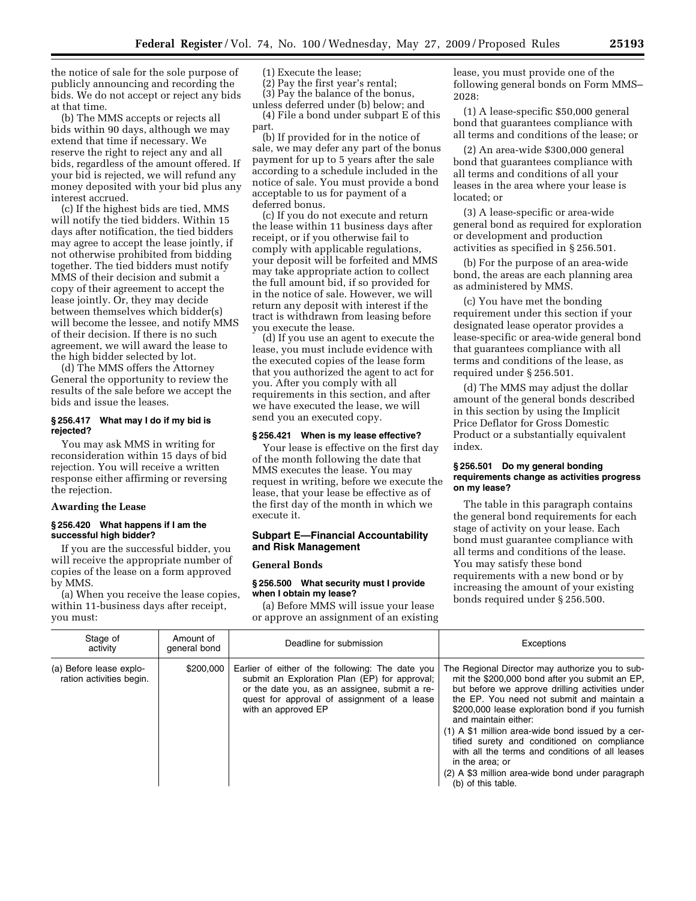the notice of sale for the sole purpose of publicly announcing and recording the bids. We do not accept or reject any bids at that time.

(b) The MMS accepts or rejects all bids within 90 days, although we may extend that time if necessary. We reserve the right to reject any and all bids, regardless of the amount offered. If your bid is rejected, we will refund any money deposited with your bid plus any interest accrued.

(c) If the highest bids are tied, MMS will notify the tied bidders. Within 15 days after notification, the tied bidders may agree to accept the lease jointly, if not otherwise prohibited from bidding together. The tied bidders must notify MMS of their decision and submit a copy of their agreement to accept the lease jointly. Or, they may decide between themselves which bidder(s) will become the lessee, and notify MMS of their decision. If there is no such agreement, we will award the lease to the high bidder selected by lot.

(d) The MMS offers the Attorney General the opportunity to review the results of the sale before we accept the bids and issue the leases.

#### § 256.417 What may I do if my bid is rejected?

You may ask MMS in writing for reconsideration within 15 days of bid rejection. You will receive a written response either affirming or reversing the rejection.

### Awarding the Lease

#### § 256.420 What happens if I am the successful high bidder?

If you are the successful bidder, you will receive the appropriate number of copies of the lease on a form approved by MMS.

(a) When you receive the lease copies, within 11-business days after receipt, you must:

(1) Execute the lease;

(2) Pay the first year's rental;

(3) Pay the balance of the bonus, unless deferred under (b) below; and

(4) File a bond under subpart E of this part.

(b) If provided for in the notice of sale, we may defer any part of the bonus payment for up to 5 years after the sale according to a schedule included in the notice of sale. You must provide a bond acceptable to us for payment of a deferred bonus.

(c) If you do not execute and return the lease within 11 business days after receipt, or if you otherwise fail to comply with applicable regulations, your deposit will be forfeited and MMS may take appropriate action to collect the full amount bid, if so provided for in the notice of sale. However, we will return any deposit with interest if the tract is withdrawn from leasing before you execute the lease.

(d) If you use an agent to execute the lease, you must include evidence with the executed copies of the lease form that you authorized the agent to act for you. After you comply with all requirements in this section, and after we have executed the lease, we will send you an executed copy.

#### § 256.421 When is my lease effective?

Your lease is effective on the first day of the month following the date that MMS executes the lease. You may request in writing, before we execute the lease, that your lease be effective as of the first day of the month in which we execute it.

### Subpart E—Financial Accountability and Risk Management

### General Bonds

#### § 256.500 What security must I provide when I obtain my lease?

(a) Before MMS will issue your lease or approve an assignment of an existing lease, you must provide one of the following general bonds on Form MMS–2028:

(1) A lease-specific $50,000 general bond that guarantees compliance with all terms and conditions of the lease; or

(2) An area-wide $300,000 general bond that guarantees compliance with all terms and conditions of all your leases in the area where your lease is located; or

(3) A lease-specific or area-wide general bond as required for exploration or development and production activities as specified in § 256.501.

(b) For the purpose of an area-wide bond, the areas are each planning area as administered by MMS.

(c) You have met the bonding requirement under this section if your designated lease operator provides a lease-specific or area-wide general bond that guarantees compliance with all terms and conditions of the lease, as required under § 256.501.

(d) The MMS may adjust the dollar amount of the general bonds described in this section by using the Implicit Price Deflator for Gross Domestic Product or a substantially equivalent index.

#### § 256.501 Do my general bonding requirements change as activities progress on my lease?

The table in this paragraph contains the general bond requirements for each stage of activity on your lease. Each bond must guarantee compliance with all terms and conditions of the lease. You may satisfy these bond requirements with a new bond or by increasing the amount of your existing bonds required under § 256.500.

| Stage of activity | Amount of general bond | Deadline for submission | Exceptions |
|---|---|---|---|
| (a) Before lease exploration activities begin. | $200,000 | Earlier of either of the following: The date you submit an Exploration Plan (EP) for approval; or the date you, as an assignee, submit a request for approval of assignment of a lease with an approved EP | The Regional Director may authorize you to submit the $200,000 bond after you submit an EP, but before we approve drilling activities under the EP. You need not submit and maintain a $200,000 lease exploration bond if you furnish and maintain either:<br>(1) A $1 million area-wide bond issued by a certified surety and conditioned on compliance with all the terms and conditions of all leases in the area; or<br>(2) A $3 million area-wide bond under paragraph (b) of this table. |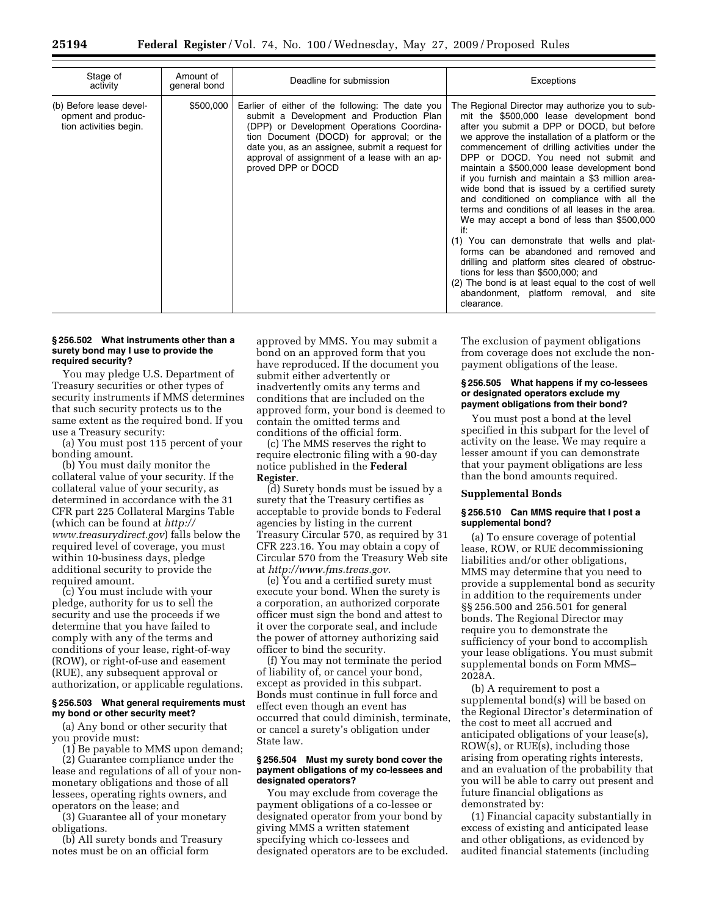| Stage of activity | Amount of general bond | Deadline for submission | Exceptions |
|---|---|---|---|
| (b) Before lease development and production activities begin. | $500,000 | Earlier of either of the following: The date you submit a Development and Production Plan (DPP) or Development Operations Coordination Document (DOCD) for approval; or the date you, as an assignee, submit a request for approval of assignment of a lease with an approved DPP or DOCD | The Regional Director may authorize you to submit the $500,000 lease development bond after you submit a DPP or DOCD, but before we approve the installation of a platform or the commencement of drilling activities under the DPP or DOCD. You need not submit and maintain a $500,000 lease development bond if you furnish and maintain a $3 million area-wide bond that is issued by a certified surety and conditioned on compliance with all the terms and conditions of all leases in the area. We may accept a bond of less than $500,000 if: (1) You can demonstrate that wells and platforms can be abandoned and removed and drilling and platform sites cleared of obstructions for less than $500,000; and (2) The bond is at least equal to the cost of well abandonment, platform removal, and site clearance. |

### § 256.502 What instruments other than a surety bond may I use to provide the required security?

You may pledge U.S. Department of Treasury securities or other types of security instruments if MMS determines that such security protects us to the same extent as the required bond. If you use a Treasury security:

(a) You must post 115 percent of your bonding amount.

(b) You must daily monitor the collateral value of your security. If the collateral value of your security, as determined in accordance with the 31 CFR part 225 Collateral Margins Table (which can be found at *http://www.treasurydirect.gov*) falls below the required level of coverage, you must within 10-business days, pledge additional security to provide the required amount.

(c) You must include with your pledge, authority for us to sell the security and use the proceeds if we determine that you have failed to comply with any of the terms and conditions of your lease, right-of-way (ROW), or right-of-use and easement (RUE), any subsequent approval or authorization, or applicable regulations.

### § 256.503 What general requirements must my bond or other security meet?

(a) Any bond or other security that you provide must:

(1) Be payable to MMS upon demand;

(2) Guarantee compliance under the lease and regulations of all of your non-monetary obligations and those of all lessees, operating rights owners, and operators on the lease; and

(3) Guarantee all of your monetary obligations.

(b) All surety bonds and Treasury notes must be on an official form approved by MMS. You may submit a bond on an approved form that you have reproduced. If the document you submit either advertently or inadvertently omits any terms and conditions that are included on the approved form, your bond is deemed to contain the omitted terms and conditions of the official form.

(c) The MMS reserves the right to require electronic filing with a 90-day notice published in the **Federal Register**.

(d) Surety bonds must be issued by a surety that the Treasury certifies as acceptable to provide bonds to Federal agencies by listing in the current Treasury Circular 570, as required by 31 CFR 223.16. You may obtain a copy of Circular 570 from the Treasury Web site at *http://www.fms.treas.gov*.

(e) You and a certified surety must execute your bond. When the surety is a corporation, an authorized corporate officer must sign the bond and attest to it over the corporate seal, and include the power of attorney authorizing said officer to bind the security.

(f) You may not terminate the period of liability of, or cancel your bond, except as provided in this subpart. Bonds must continue in full force and effect even though an event has occurred that could diminish, terminate, or cancel a surety's obligation under State law.

### § 256.504 Must my surety bond cover the payment obligations of my co-lessees and designated operators?

You may exclude from coverage the payment obligations of a co-lessee or designated operator from your bond by giving MMS a written statement specifying which co-lessees and designated operators are to be excluded. The exclusion of payment obligations from coverage does not exclude the non-payment obligations of the lease.

### § 256.505 What happens if my co-lessees or designated operators exclude my payment obligations from their bond?

You must post a bond at the level specified in this subpart for the level of activity on the lease. We may require a lesser amount if you can demonstrate that your payment obligations are less than the bond amounts required.

## Supplemental Bonds

### § 256.510 Can MMS require that I post a supplemental bond?

(a) To ensure coverage of potential lease, ROW, or RUE decommissioning liabilities and/or other obligations, MMS may determine that you need to provide a supplemental bond as security in addition to the requirements under §§ 256.500 and 256.501 for general bonds. The Regional Director may require you to demonstrate the sufficiency of your bond to accomplish your lease obligations. You must submit supplemental bonds on Form MMS–2028A.

(b) A requirement to post a supplemental bond(s) will be based on the Regional Director's determination of the cost to meet all accrued and anticipated obligations of your lease(s), ROW(s), or RUE(s), including those arising from operating rights interests, and an evaluation of the probability that you will be able to carry out present and future financial obligations as demonstrated by:

(1) Financial capacity substantially in excess of existing and anticipated lease and other obligations, as evidenced by audited financial statements (including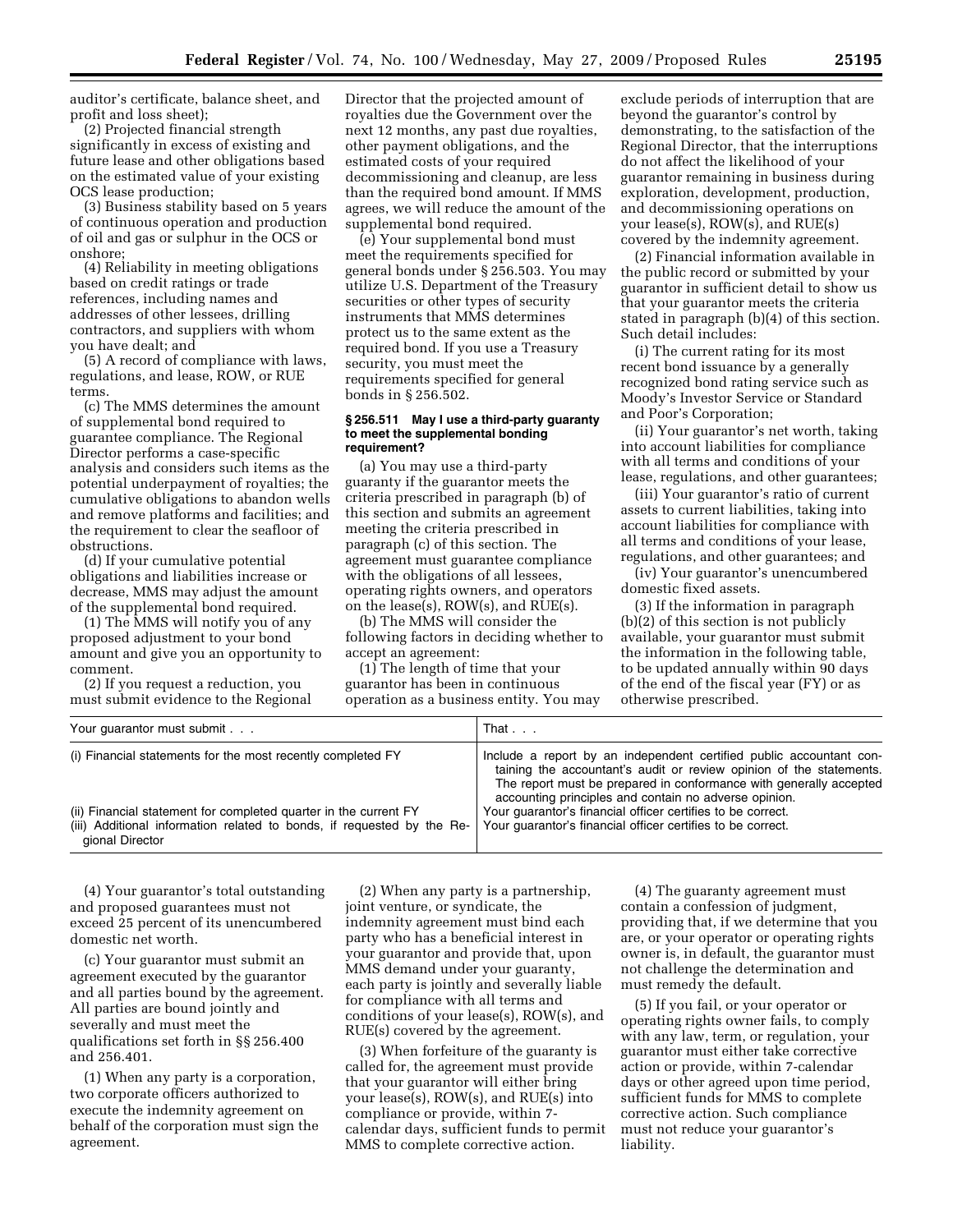auditor's certificate, balance sheet, and profit and loss sheet);

(2) Projected financial strength significantly in excess of existing and future lease and other obligations based on the estimated value of your existing OCS lease production;

(3) Business stability based on 5 years of continuous operation and production of oil and gas or sulphur in the OCS or onshore;

(4) Reliability in meeting obligations based on credit ratings or trade references, including names and addresses of other lessees, drilling contractors, and suppliers with whom you have dealt; and

(5) A record of compliance with laws, regulations, and lease, ROW, or RUE terms.

(c) The MMS determines the amount of supplemental bond required to guarantee compliance. The Regional Director performs a case-specific analysis and considers such items as the potential underpayment of royalties; the cumulative obligations to abandon wells and remove platforms and facilities; and the requirement to clear the seafloor of obstructions.

(d) If your cumulative potential obligations and liabilities increase or decrease, MMS may adjust the amount of the supplemental bond required.

(1) The MMS will notify you of any proposed adjustment to your bond amount and give you an opportunity to comment.

(2) If you request a reduction, you must submit evidence to the Regional Director that the projected amount of royalties due the Government over the next 12 months, any past due royalties, other payment obligations, and the estimated costs of your required decommissioning and cleanup, are less than the required bond amount. If MMS agrees, we will reduce the amount of the supplemental bond required.

(e) Your supplemental bond must meet the requirements specified for general bonds under § 256.503. You may utilize U.S. Department of the Treasury securities or other types of security instruments that MMS determines protect us to the same extent as the required bond. If you use a Treasury security, you must meet the requirements specified for general bonds in § 256.502.

#### § 256.511 May I use a third-party guaranty to meet the supplemental bonding requirement?

(a) You may use a third-party guaranty if the guarantor meets the criteria prescribed in paragraph (b) of this section and submits an agreement meeting the criteria prescribed in paragraph (c) of this section. The agreement must guarantee compliance with the obligations of all lessees, operating rights owners, and operators on the lease(s), ROW(s), and RUE(s).

(b) The MMS will consider the following factors in deciding whether to accept an agreement:

(1) The length of time that your guarantor has been in continuous operation as a business entity. You may exclude periods of interruption that are beyond the guarantor's control by demonstrating, to the satisfaction of the Regional Director, that the interruptions do not affect the likelihood of your guarantor remaining in business during exploration, development, production, and decommissioning operations on your lease(s), ROW(s), and RUE(s) covered by the indemnity agreement.

(2) Financial information available in the public record or submitted by your guarantor in sufficient detail to show us that your guarantor meets the criteria stated in paragraph (b)(4) of this section. Such detail includes:

(i) The current rating for its most recent bond issuance by a generally recognized bond rating service such as Moody's Investor Service or Standard and Poor's Corporation;

(ii) Your guarantor's net worth, taking into account liabilities for compliance with all terms and conditions of your lease, regulations, and other guarantees;

(iii) Your guarantor's ratio of current assets to current liabilities, taking into account liabilities for compliance with all terms and conditions of your lease, regulations, and other guarantees; and

(iv) Your guarantor's unencumbered domestic fixed assets.

(3) If the information in paragraph (b)(2) of this section is not publicly available, your guarantor must submit the information in the following table, to be updated annually within 90 days of the end of the fiscal year (FY) or as otherwise prescribed.

| Your guarantor must submit . . . | That . . . |
|---|---|
| (i) Financial statements for the most recently completed FY | Include a report by an independent certified public accountant containing the accountant's audit or review opinion of the statements. The report must be prepared in conformance with generally accepted accounting principles and contain no adverse opinion. |
| (ii) Financial statement for completed quarter in the current FY | Your guarantor's financial officer certifies to be correct. |
| (iii) Additional information related to bonds, if requested by the Regional Director | Your guarantor's financial officer certifies to be correct. |

(4) Your guarantor's total outstanding and proposed guarantees must not exceed 25 percent of its unencumbered domestic net worth.

(c) Your guarantor must submit an agreement executed by the guarantor and all parties bound by the agreement. All parties are bound jointly and severally and must meet the qualifications set forth in §§ 256.400 and 256.401.

(1) When any party is a corporation, two corporate officers authorized to execute the indemnity agreement on behalf of the corporation must sign the agreement.

(2) When any party is a partnership, joint venture, or syndicate, the indemnity agreement must bind each party who has a beneficial interest in your guarantor and provide that, upon MMS demand under your guaranty, each party is jointly and severally liable for compliance with all terms and conditions of your lease(s), ROW(s), and RUE(s) covered by the agreement.

(3) When forfeiture of the guaranty is called for, the agreement must provide that your guarantor will either bring your lease(s), ROW(s), and RUE(s) into compliance or provide, within 7-calendar days, sufficient funds to permit MMS to complete corrective action.

(4) The guaranty agreement must contain a confession of judgment, providing that, if we determine that you are, or your operator or operating rights owner is, in default, the guarantor must not challenge the determination and must remedy the default.

(5) If you fail, or your operator or operating rights owner fails, to comply with any law, term, or regulation, your guarantor must either take corrective action or provide, within 7-calendar days or other agreed upon time period, sufficient funds for MMS to complete corrective action. Such compliance must not reduce your guarantor's liability.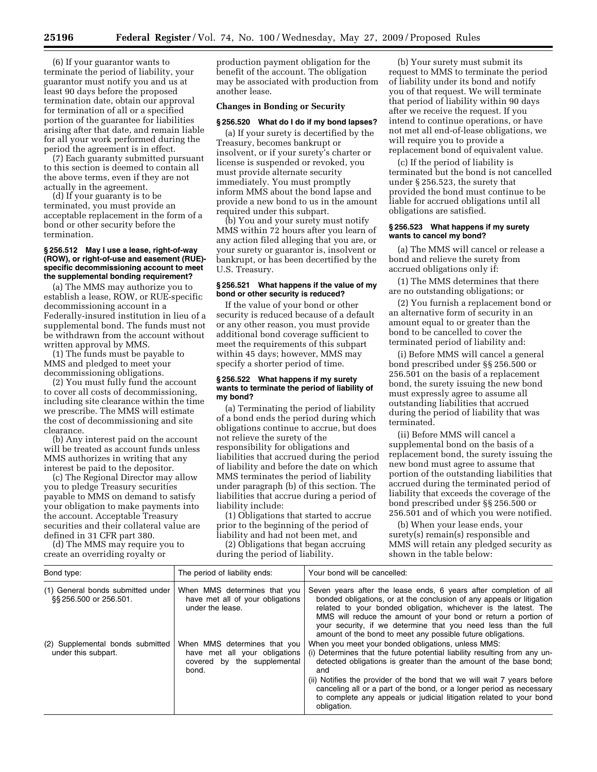(6) If your guarantor wants to terminate the period of liability, your guarantor must notify you and us at least 90 days before the proposed termination date, obtain our approval for termination of all or a specified portion of the guarantee for liabilities arising after that date, and remain liable for all your work performed during the period the agreement is in effect.

(7) Each guaranty submitted pursuant to this section is deemed to contain all the above terms, even if they are not actually in the agreement.

(d) If your guaranty is to be terminated, you must provide an acceptable replacement in the form of a bond or other security before the termination.

#### § 256.512 May I use a lease, right-of-way (ROW), or right-of-use and easement (RUE)-specific decommissioning account to meet the supplemental bonding requirement?

(a) The MMS may authorize you to establish a lease, ROW, or RUE-specific decommissioning account in a Federally-insured institution in lieu of a supplemental bond. The funds must not be withdrawn from the account without written approval by MMS.

(1) The funds must be payable to MMS and pledged to meet your decommissioning obligations.

(2) You must fully fund the account to cover all costs of decommissioning, including site clearance within the time we prescribe. The MMS will estimate the cost of decommissioning and site clearance.

(b) Any interest paid on the account will be treated as account funds unless MMS authorizes in writing that any interest be paid to the depositor.

(c) The Regional Director may allow you to pledge Treasury securities payable to MMS on demand to satisfy your obligation to make payments into the account. Acceptable Treasury securities and their collateral value are defined in 31 CFR part 380.

(d) The MMS may require you to create an overriding royalty or production payment obligation for the benefit of the account. The obligation may be associated with production from another lease.

### Changes in Bonding or Security

#### § 256.520 What do I do if my bond lapses?

(a) If your surety is decertified by the Treasury, becomes bankrupt or insolvent, or if your surety's charter or license is suspended or revoked, you must provide alternate security immediately. You must promptly inform MMS about the bond lapse and provide a new bond to us in the amount required under this subpart.

(b) You and your surety must notify MMS within 72 hours after you learn of any action filed alleging that you are, or your surety or guarantor is, insolvent or bankrupt, or has been decertified by the U.S. Treasury.

#### § 256.521 What happens if the value of my bond or other security is reduced?

If the value of your bond or other security is reduced because of a default or any other reason, you must provide additional bond coverage sufficient to meet the requirements of this subpart within 45 days; however, MMS may specify a shorter period of time.

#### § 256.522 What happens if my surety wants to terminate the period of liability of my bond?

(a) Terminating the period of liability of a bond ends the period during which obligations continue to accrue, but does not relieve the surety of the responsibility for obligations and liabilities that accrued during the period of liability and before the date on which MMS terminates the period of liability under paragraph (b) of this section. The liabilities that accrue during a period of liability include:

(1) Obligations that started to accrue prior to the beginning of the period of liability and had not been met, and

(2) Obligations that began accruing during the period of liability.

(b) Your surety must submit its request to MMS to terminate the period of liability under its bond and notify you of that request. We will terminate that period of liability within 90 days after we receive the request. If you intend to continue operations, or have not met all end-of-lease obligations, we will require you to provide a replacement bond of equivalent value.

(c) If the period of liability is terminated but the bond is not cancelled under § 256.523, the surety that provided the bond must continue to be liable for accrued obligations until all obligations are satisfied.

#### § 256.523 What happens if my surety wants to cancel my bond?

(a) The MMS will cancel or release a bond and relieve the surety from accrued obligations only if:

(1) The MMS determines that there are no outstanding obligations; or

(2) You furnish a replacement bond or an alternative form of security in an amount equal to or greater than the bond to be cancelled to cover the terminated period of liability and:

(i) Before MMS will cancel a general bond prescribed under §§ 256.500 or 256.501 on the basis of a replacement bond, the surety issuing the new bond must expressly agree to assume all outstanding liabilities that accrued during the period of liability that was terminated.

(ii) Before MMS will cancel a supplemental bond on the basis of a replacement bond, the surety issuing the new bond must agree to assume that portion of the outstanding liabilities that accrued during the terminated period of liability that exceeds the coverage of the bond prescribed under §§ 256.500 or 256.501 and of which you were notified.

(b) When your lease ends, your surety(s) remain(s) responsible and MMS will retain any pledged security as shown in the table below:

| Bond type: | The period of liability ends: | Your bond will be cancelled: |
|---|---|---|
| (1) General bonds submitted under §§ 256.500 or 256.501. | When MMS determines that you have met all of your obligations under the lease. | Seven years after the lease ends, 6 years after completion of all bonded obligations, or at the conclusion of any appeals or litigation related to your bonded obligation, whichever is the latest. The MMS will reduce the amount of your bond or return a portion of your security, if we determine that you need less than the full amount of the bond to meet any possible future obligations. |
| (2) Supplemental bonds submitted under this subpart. | When MMS determines that you have met all your obligations covered by the supplemental bond. | When you meet your bonded obligations, unless MMS: (i) Determines that the future potential liability resulting from any undetected obligations is greater than the amount of the base bond; and (ii) Notifies the provider of the bond that we will wait 7 years before canceling all or a part of the bond, or a longer period as necessary to complete any appeals or judicial litigation related to your bond obligation. |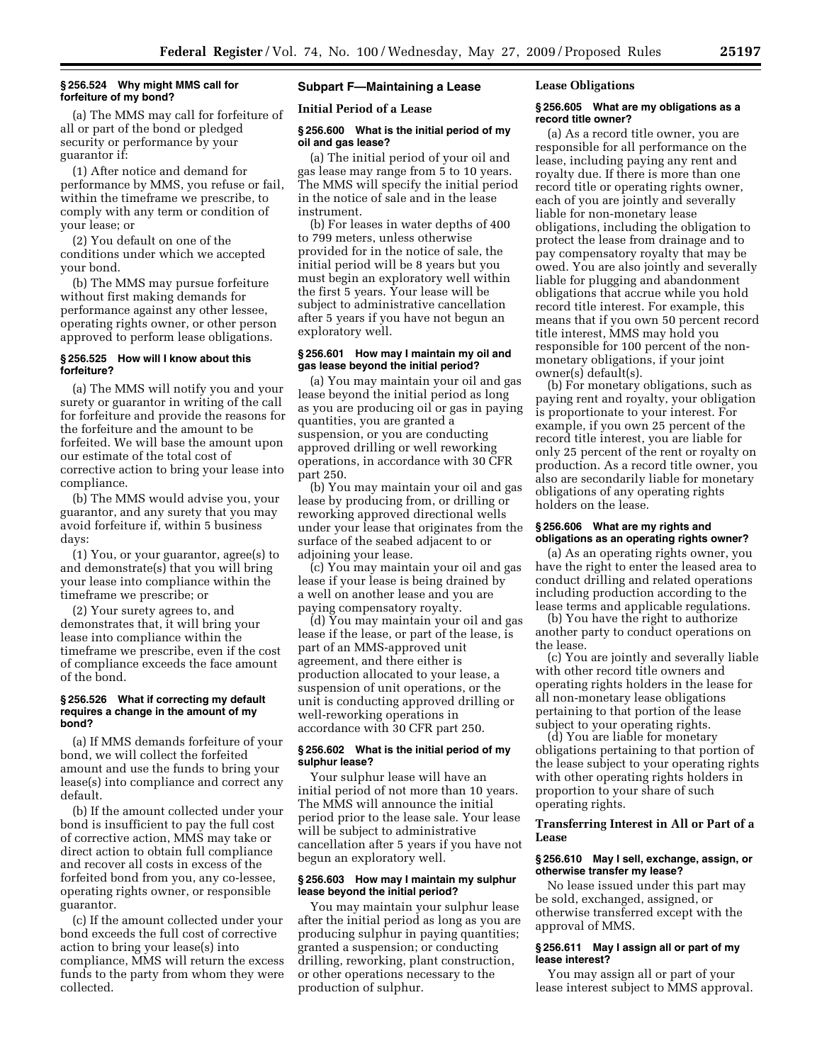### § 256.524 Why might MMS call for forfeiture of my bond?

(a) The MMS may call for forfeiture of all or part of the bond or pledged security or performance by your guarantor if:

(1) After notice and demand for performance by MMS, you refuse or fail, within the timeframe we prescribe, to comply with any term or condition of your lease; or

(2) You default on one of the conditions under which we accepted your bond.

(b) The MMS may pursue forfeiture without first making demands for performance against any other lessee, operating rights owner, or other person approved to perform lease obligations.

### § 256.525 How will I know about this forfeiture?

(a) The MMS will notify you and your surety or guarantor in writing of the call for forfeiture and provide the reasons for the forfeiture and the amount to be forfeited. We will base the amount upon our estimate of the total cost of corrective action to bring your lease into compliance.

(b) The MMS would advise you, your guarantor, and any surety that you may avoid forfeiture if, within 5 business days:

(1) You, or your guarantor, agree(s) to and demonstrate(s) that you will bring your lease into compliance within the timeframe we prescribe; or

(2) Your surety agrees to, and demonstrates that, it will bring your lease into compliance within the timeframe we prescribe, even if the cost of compliance exceeds the face amount of the bond.

### § 256.526 What if correcting my default requires a change in the amount of my bond?

(a) If MMS demands forfeiture of your bond, we will collect the forfeited amount and use the funds to bring your lease(s) into compliance and correct any default.

(b) If the amount collected under your bond is insufficient to pay the full cost of corrective action, MMS may take or direct action to obtain full compliance and recover all costs in excess of the forfeited bond from you, any co-lessee, operating rights owner, or responsible guarantor.

(c) If the amount collected under your bond exceeds the full cost of corrective action to bring your lease(s) into compliance, MMS will return the excess funds to the party from whom they were collected.

## Subpart F—Maintaining a Lease

### Initial Period of a Lease

### § 256.600 What is the initial period of my oil and gas lease?

(a) The initial period of your oil and gas lease may range from 5 to 10 years. The MMS will specify the initial period in the notice of sale and in the lease instrument.

(b) For leases in water depths of 400 to 799 meters, unless otherwise provided for in the notice of sale, the initial period will be 8 years but you must begin an exploratory well within the first 5 years. Your lease will be subject to administrative cancellation after 5 years if you have not begun an exploratory well.

### § 256.601 How may I maintain my oil and gas lease beyond the initial period?

(a) You may maintain your oil and gas lease beyond the initial period as long as you are producing oil or gas in paying quantities, you are granted a suspension, or you are conducting approved drilling or well reworking operations, in accordance with 30 CFR part 250.

(b) You may maintain your oil and gas lease by producing from, or drilling or reworking approved directional wells under your lease that originates from the surface of the seabed adjacent to or adjoining your lease.

(c) You may maintain your oil and gas lease if your lease is being drained by a well on another lease and you are paying compensatory royalty.

(d) You may maintain your oil and gas lease if the lease, or part of the lease, is part of an MMS-approved unit agreement, and there either is production allocated to your lease, a suspension of unit operations, or the unit is conducting approved drilling or well-reworking operations in accordance with 30 CFR part 250.

### § 256.602 What is the initial period of my sulphur lease?

Your sulphur lease will have an initial period of not more than 10 years. The MMS will announce the initial period prior to the lease sale. Your lease will be subject to administrative cancellation after 5 years if you have not begun an exploratory well.

### § 256.603 How may I maintain my sulphur lease beyond the initial period?

You may maintain your sulphur lease after the initial period as long as you are producing sulphur in paying quantities; granted a suspension; or conducting drilling, reworking, plant construction, or other operations necessary to the production of sulphur.

### Lease Obligations

### § 256.605 What are my obligations as a record title owner?

(a) As a record title owner, you are responsible for all performance on the lease, including paying any rent and royalty due. If there is more than one record title or operating rights owner, each of you are jointly and severally liable for non-monetary lease obligations, including the obligation to protect the lease from drainage and to pay compensatory royalty that may be owed. You are also jointly and severally liable for plugging and abandonment obligations that accrue while you hold record title interest. For example, this means that if you own 50 percent record title interest, MMS may hold you responsible for 100 percent of the non-monetary obligations, if your joint owner(s) default(s).

(b) For monetary obligations, such as paying rent and royalty, your obligation is proportionate to your interest. For example, if you own 25 percent of the record title interest, you are liable for only 25 percent of the rent or royalty on production. As a record title owner, you also are secondarily liable for monetary obligations of any operating rights holders on the lease.

### § 256.606 What are my rights and obligations as an operating rights owner?

(a) As an operating rights owner, you have the right to enter the leased area to conduct drilling and related operations including production according to the lease terms and applicable regulations.

(b) You have the right to authorize another party to conduct operations on the lease.

(c) You are jointly and severally liable with other record title owners and operating rights holders in the lease for all non-monetary lease obligations pertaining to that portion of the lease subject to your operating rights.

(d) You are liable for monetary obligations pertaining to that portion of the lease subject to your operating rights with other operating rights holders in proportion to your share of such operating rights.

### Transferring Interest in All or Part of a Lease

### § 256.610 May I sell, exchange, assign, or otherwise transfer my lease?

No lease issued under this part may be sold, exchanged, assigned, or otherwise transferred except with the approval of MMS.

### § 256.611 May I assign all or part of my lease interest?

You may assign all or part of your lease interest subject to MMS approval.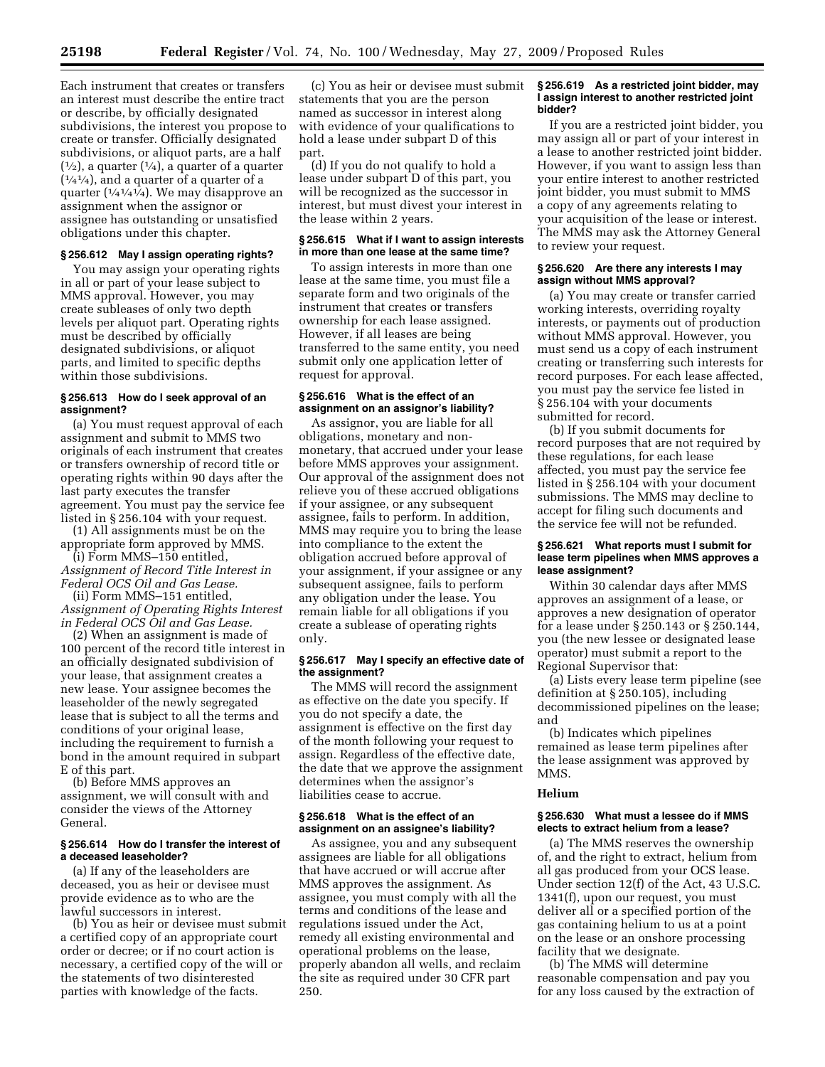Each instrument that creates or transfers an interest must describe the entire tract or describe, by officially designated subdivisions, the interest you propose to create or transfer. Officially designated subdivisions, or aliquot parts, are a half (½), a quarter (¼), a quarter of a quarter (¼¼), and a quarter of a quarter of a quarter (¼¼¼). We may disapprove an assignment when the assignor or assignee has outstanding or unsatisfied obligations under this chapter.

### § 256.612 May I assign operating rights?

You may assign your operating rights in all or part of your lease subject to MMS approval. However, you may create subleases of only two depth levels per aliquot part. Operating rights must be described by officially designated subdivisions, or aliquot parts, and limited to specific depths within those subdivisions.

### § 256.613 How do I seek approval of an assignment?

(a) You must request approval of each assignment and submit to MMS two originals of each instrument that creates or transfers ownership of record title or operating rights within 90 days after the last party executes the transfer agreement. You must pay the service fee listed in § 256.104 with your request.

(1) All assignments must be on the appropriate form approved by MMS.

(i) Form MMS–150 entitled, *Assignment of Record Title Interest in Federal OCS Oil and Gas Lease.*

(ii) Form MMS–151 entitled, *Assignment of Operating Rights Interest in Federal OCS Oil and Gas Lease.*

(2) When an assignment is made of 100 percent of the record title interest in an officially designated subdivision of your lease, that assignment creates a new lease. Your assignee becomes the leaseholder of the newly segregated lease that is subject to all the terms and conditions of your original lease, including the requirement to furnish a bond in the amount required in subpart E of this part.

(b) Before MMS approves an assignment, we will consult with and consider the views of the Attorney General.

### § 256.614 How do I transfer the interest of a deceased leaseholder?

(a) If any of the leaseholders are deceased, you as heir or devisee must provide evidence as to who are the lawful successors in interest.

(b) You as heir or devisee must submit a certified copy of an appropriate court order or decree; or if no court action is necessary, a certified copy of the will or the statements of two disinterested parties with knowledge of the facts.

(c) You as heir or devisee must submit statements that you are the person named as successor in interest along with evidence of your qualifications to hold a lease under subpart D of this part.

(d) If you do not qualify to hold a lease under subpart D of this part, you will be recognized as the successor in interest, but must divest your interest in the lease within 2 years.

### § 256.615 What if I want to assign interests in more than one lease at the same time?

To assign interests in more than one lease at the same time, you must file a separate form and two originals of the instrument that creates or transfers ownership for each lease assigned. However, if all leases are being transferred to the same entity, you need submit only one application letter of request for approval.

### § 256.616 What is the effect of an assignment on an assignor's liability?

As assignor, you are liable for all obligations, monetary and non-monetary, that accrued under your lease before MMS approves your assignment. Our approval of the assignment does not relieve you of these accrued obligations if your assignee, or any subsequent assignee, fails to perform. In addition, MMS may require you to bring the lease into compliance to the extent the obligation accrued before approval of your assignment, if your assignee or any subsequent assignee, fails to perform any obligation under the lease. You remain liable for all obligations if you create a sublease of operating rights only.

### § 256.617 May I specify an effective date of the assignment?

The MMS will record the assignment as effective on the date you specify. If you do not specify a date, the assignment is effective on the first day of the month following your request to assign. Regardless of the effective date, the date that we approve the assignment determines when the assignor's liabilities cease to accrue.

### § 256.618 What is the effect of an assignment on an assignee's liability?

As assignee, you and any subsequent assignees are liable for all obligations that have accrued or will accrue after MMS approves the assignment. As assignee, you must comply with all the terms and conditions of the lease and regulations issued under the Act, remedy all existing environmental and operational problems on the lease, properly abandon all wells, and reclaim the site as required under 30 CFR part 250.

### § 256.619 As a restricted joint bidder, may I assign interest to another restricted joint bidder?

If you are a restricted joint bidder, you may assign all or part of your interest in a lease to another restricted joint bidder. However, if you want to assign less than your entire interest to another restricted joint bidder, you must submit to MMS a copy of any agreements relating to your acquisition of the lease or interest. The MMS may ask the Attorney General to review your request.

### § 256.620 Are there any interests I may assign without MMS approval?

(a) You may create or transfer carried working interests, overriding royalty interests, or payments out of production without MMS approval. However, you must send us a copy of each instrument creating or transferring such interests for record purposes. For each lease affected, you must pay the service fee listed in § 256.104 with your documents submitted for record.

(b) If you submit documents for record purposes that are not required by these regulations, for each lease affected, you must pay the service fee listed in § 256.104 with your document submissions. The MMS may decline to accept for filing such documents and the service fee will not be refunded.

### § 256.621 What reports must I submit for lease term pipelines when MMS approves a lease assignment?

Within 30 calendar days after MMS approves an assignment of a lease, or approves a new designation of operator for a lease under § 250.143 or § 250.144, you (the new lessee or designated lease operator) must submit a report to the Regional Supervisor that:

(a) Lists every lease term pipeline (see definition at § 250.105), including decommissioned pipelines on the lease; and

(b) Indicates which pipelines remained as lease term pipelines after the lease assignment was approved by MMS.

## Helium

### § 256.630 What must a lessee do if MMS elects to extract helium from a lease?

(a) The MMS reserves the ownership of, and the right to extract, helium from all gas produced from your OCS lease. Under section 12(f) of the Act, 43 U.S.C. 1341(f), upon our request, you must deliver all or a specified portion of the gas containing helium to us at a point on the lease or an onshore processing facility that we designate.

(b) The MMS will determine reasonable compensation and pay you for any loss caused by the extraction of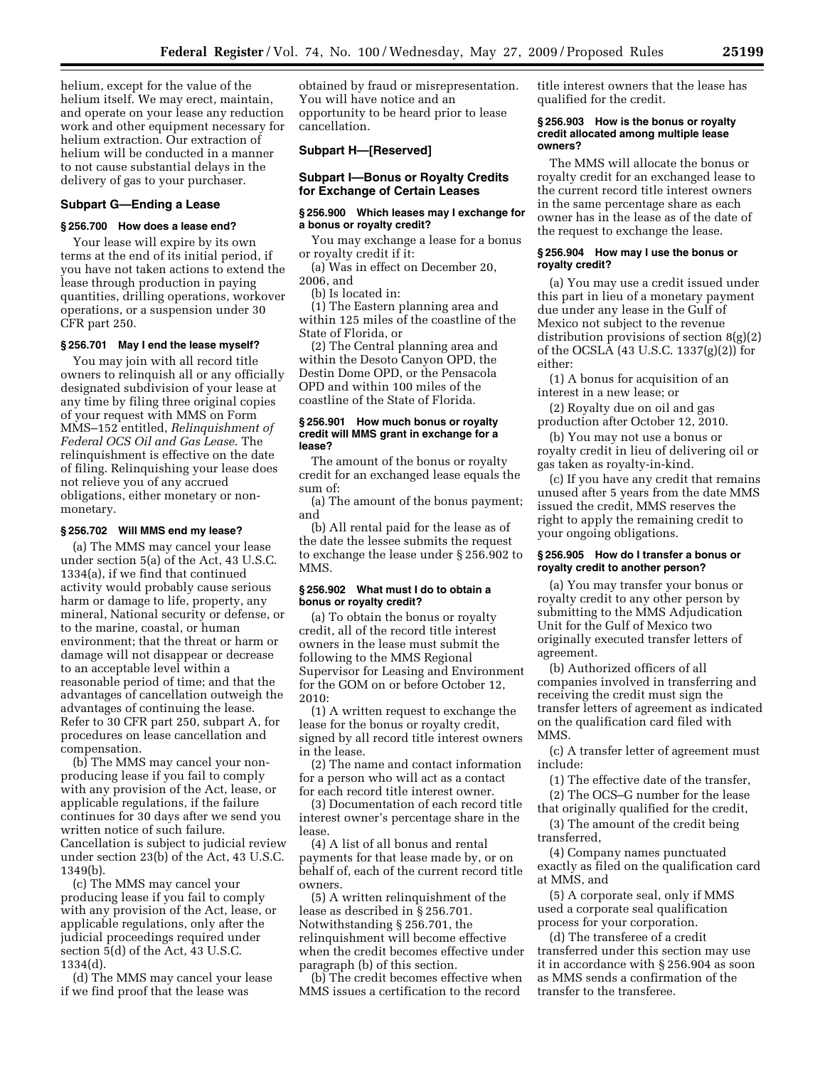helium, except for the value of the helium itself. We may erect, maintain, and operate on your lease any reduction work and other equipment necessary for helium extraction. Our extraction of helium will be conducted in a manner to not cause substantial delays in the delivery of gas to your purchaser.

### Subpart G—Ending a Lease

#### § 256.700 How does a lease end?

Your lease will expire by its own terms at the end of its initial period, if you have not taken actions to extend the lease through production in paying quantities, drilling operations, workover operations, or a suspension under 30 CFR part 250.

#### § 256.701 May I end the lease myself?

You may join with all record title owners to relinquish all or any officially designated subdivision of your lease at any time by filing three original copies of your request with MMS on Form MMS–152 entitled, *Relinquishment of Federal OCS Oil and Gas Lease*. The relinquishment is effective on the date of filing. Relinquishing your lease does not relieve you of any accrued obligations, either monetary or non-monetary.

#### § 256.702 Will MMS end my lease?

(a) The MMS may cancel your lease under section 5(a) of the Act, 43 U.S.C. 1334(a), if we find that continued activity would probably cause serious harm or damage to life, property, any mineral, National security or defense, or to the marine, coastal, or human environment; that the threat or harm or damage will not disappear or decrease to an acceptable level within a reasonable period of time; and that the advantages of cancellation outweigh the advantages of continuing the lease. Refer to 30 CFR part 250, subpart A, for procedures on lease cancellation and compensation.

(b) The MMS may cancel your non-producing lease if you fail to comply with any provision of the Act, lease, or applicable regulations, if the failure continues for 30 days after we send you written notice of such failure. Cancellation is subject to judicial review under section 23(b) of the Act, 43 U.S.C. 1349(b).

(c) The MMS may cancel your producing lease if you fail to comply with any provision of the Act, lease, or applicable regulations, only after the judicial proceedings required under section 5(d) of the Act, 43 U.S.C. 1334(d).

(d) The MMS may cancel your lease if we find proof that the lease was obtained by fraud or misrepresentation. You will have notice and an opportunity to be heard prior to lease cancellation.

### Subpart H—[Reserved]

### Subpart I—Bonus or Royalty Credits for Exchange of Certain Leases

#### § 256.900 Which leases may I exchange for a bonus or royalty credit?

You may exchange a lease for a bonus or royalty credit if it:

(a) Was in effect on December 20, 2006, and

(b) Is located in:

(1) The Eastern planning area and within 125 miles of the coastline of the State of Florida, or

(2) The Central planning area and within the Desoto Canyon OPD, the Destin Dome OPD, or the Pensacola OPD and within 100 miles of the coastline of the State of Florida.

#### § 256.901 How much bonus or royalty credit will MMS grant in exchange for a lease?

The amount of the bonus or royalty credit for an exchanged lease equals the sum of:

(a) The amount of the bonus payment; and

(b) All rental paid for the lease as of the date the lessee submits the request to exchange the lease under § 256.902 to MMS.

#### § 256.902 What must I do to obtain a bonus or royalty credit?

(a) To obtain the bonus or royalty credit, all of the record title interest owners in the lease must submit the following to the MMS Regional Supervisor for Leasing and Environment for the GOM on or before October 12, 2010:

(1) A written request to exchange the lease for the bonus or royalty credit, signed by all record title interest owners in the lease.

(2) The name and contact information for a person who will act as a contact for each record title interest owner.

(3) Documentation of each record title interest owner's percentage share in the lease.

(4) A list of all bonus and rental payments for that lease made by, or on behalf of, each of the current record title owners.

(5) A written relinquishment of the lease as described in § 256.701. Notwithstanding § 256.701, the relinquishment will become effective when the credit becomes effective under paragraph (b) of this section.

(b) The credit becomes effective when MMS issues a certification to the record title interest owners that the lease has qualified for the credit.

#### § 256.903 How is the bonus or royalty credit allocated among multiple lease owners?

The MMS will allocate the bonus or royalty credit for an exchanged lease to the current record title interest owners in the same percentage share as each owner has in the lease as of the date of the request to exchange the lease.

#### § 256.904 How may I use the bonus or royalty credit?

(a) You may use a credit issued under this part in lieu of a monetary payment due under any lease in the Gulf of Mexico not subject to the revenue distribution provisions of section 8(g)(2) of the OCSLA (43 U.S.C. 1337(g)(2)) for either:

(1) A bonus for acquisition of an interest in a new lease; or

(2) Royalty due on oil and gas production after October 12, 2010.

(b) You may not use a bonus or royalty credit in lieu of delivering oil or gas taken as royalty-in-kind.

(c) If you have any credit that remains unused after 5 years from the date MMS issued the credit, MMS reserves the right to apply the remaining credit to your ongoing obligations.

#### § 256.905 How do I transfer a bonus or royalty credit to another person?

(a) You may transfer your bonus or royalty credit to any other person by submitting to the MMS Adjudication Unit for the Gulf of Mexico two originally executed transfer letters of agreement.

(b) Authorized officers of all companies involved in transferring and receiving the credit must sign the transfer letters of agreement as indicated on the qualification card filed with MMS.

(c) A transfer letter of agreement must include:

(1) The effective date of the transfer,

(2) The OCS–G number for the lease that originally qualified for the credit,

(3) The amount of the credit being transferred,

(4) Company names punctuated exactly as filed on the qualification card at MMS, and

(5) A corporate seal, only if MMS used a corporate seal qualification process for your corporation.

(d) The transferee of a credit transferred under this section may use it in accordance with § 256.904 as soon as MMS sends a confirmation of the transfer to the transferee.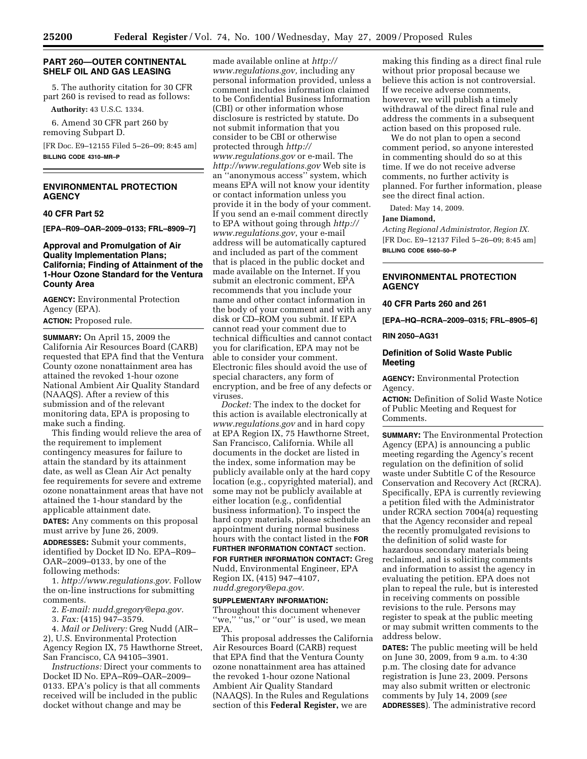## PART 260—OUTER CONTINENTAL SHELF OIL AND GAS LEASING

5. The authority citation for 30 CFR part 260 is revised to read as follows:

**Authority:** 43 U.S.C. 1334.

6. Amend 30 CFR part 260 by removing Subpart D.

[FR Doc. E9–12155 Filed 5–26–09; 8:45 am]

**BILLING CODE 4310–MR–P**

---

## ENVIRONMENTAL PROTECTION AGENCY

### 40 CFR Part 52

**[EPA–R09–OAR–2009–0133; FRL–8909–7]**

### Approval and Promulgation of Air Quality Implementation Plans; California; Finding of Attainment of the 1-Hour Ozone Standard for the Ventura County Area

**AGENCY:** Environmental Protection Agency (EPA).

**ACTION:** Proposed rule.

**SUMMARY:** On April 15, 2009 the California Air Resources Board (CARB) requested that EPA find that the Ventura County ozone nonattainment area has attained the revoked 1-hour ozone National Ambient Air Quality Standard (NAAQS). After a review of this submission and of the relevant monitoring data, EPA is proposing to make such a finding.

This finding would relieve the area of the requirement to implement contingency measures for failure to attain the standard by its attainment date, as well as Clean Air Act penalty fee requirements for severe and extreme ozone nonattainment areas that have not attained the 1-hour standard by the applicable attainment date.

**DATES:** Any comments on this proposal must arrive by June 26, 2009.

**ADDRESSES:** Submit your comments, identified by Docket ID No. EPA–R09–OAR–2009–0133, by one of the following methods:

1. *http://www.regulations.gov.* Follow the on-line instructions for submitting comments.

2. *E-mail: nudd.gregory@epa.gov.*

3. *Fax:* (415) 947–3579.

4. *Mail or Delivery:* Greg Nudd (AIR–2), U.S. Environmental Protection Agency Region IX, 75 Hawthorne Street, San Francisco, CA 94105–3901.

*Instructions:* Direct your comments to Docket ID No. EPA–R09–OAR–2009–0133. EPA's policy is that all comments received will be included in the public docket without change and may be made available online at *http://www.regulations.gov,* including any personal information provided, unless a comment includes information claimed to be Confidential Business Information (CBI) or other information whose disclosure is restricted by statute. Do not submit information that you consider to be CBI or otherwise protected through *http://www.regulations.gov* or e-mail. The *http://www.regulations.gov* Web site is an ''anonymous access'' system, which means EPA will not know your identity or contact information unless you provide it in the body of your comment. If you send an e-mail comment directly to EPA without going through *http://www.regulations.gov*, your e-mail address will be automatically captured and included as part of the comment that is placed in the public docket and made available on the Internet. If you submit an electronic comment, EPA recommends that you include your name and other contact information in the body of your comment and with any disk or CD–ROM you submit. If EPA cannot read your comment due to technical difficulties and cannot contact you for clarification, EPA may not be able to consider your comment. Electronic files should avoid the use of special characters, any form of encryption, and be free of any defects or viruses.

*Docket:* The index to the docket for this action is available electronically at *www.regulations.gov* and in hard copy at EPA Region IX, 75 Hawthorne Street, San Francisco, California. While all documents in the docket are listed in the index, some information may be publicly available only at the hard copy location (e.g., copyrighted material), and some may not be publicly available at either location (e.g., confidential business information). To inspect the hard copy materials, please schedule an appointment during normal business hours with the contact listed in the **FOR FURTHER INFORMATION CONTACT** section.

**FOR FURTHER INFORMATION CONTACT:** Greg Nudd, Environmental Engineer, EPA Region IX, (415) 947–4107, *nudd.gregory@epa.gov.*

**SUPPLEMENTARY INFORMATION:**

Throughout this document whenever ''we,'' ''us,'' or ''our'' is used, we mean EPA.

This proposal addresses the California Air Resources Board (CARB) request that EPA find that the Ventura County ozone nonattainment area has attained the revoked 1-hour ozone National Ambient Air Quality Standard (NAAQS). In the Rules and Regulations section of this **Federal Register,** we are making this finding as a direct final rule without prior proposal because we believe this action is not controversial. If we receive adverse comments, however, we will publish a timely withdrawal of the direct final rule and address the comments in a subsequent action based on this proposed rule.

We do not plan to open a second comment period, so anyone interested in commenting should do so at this time. If we do not receive adverse comments, no further activity is planned. For further information, please see the direct final action.

Dated: May 14, 2009.

**Jane Diamond,**

*Acting Regional Administrator, Region IX.*

[FR Doc. E9–12137 Filed 5–26–09; 8:45 am]

**BILLING CODE 6560–50–P**

---

## ENVIRONMENTAL PROTECTION AGENCY

### 40 CFR Parts 260 and 261

**[EPA–HQ–RCRA–2009–0315; FRL–8905–6]**

**RIN 2050–AG31**

### Definition of Solid Waste Public Meeting

**AGENCY:** Environmental Protection Agency.

**ACTION:** Definition of Solid Waste Notice of Public Meeting and Request for Comments.

**SUMMARY:** The Environmental Protection Agency (EPA) is announcing a public meeting regarding the Agency's recent regulation on the definition of solid waste under Subtitle C of the Resource Conservation and Recovery Act (RCRA). Specifically, EPA is currently reviewing a petition filed with the Administrator under RCRA section 7004(a) requesting that the Agency reconsider and repeal the recently promulgated revisions to the definition of solid waste for hazardous secondary materials being reclaimed, and is soliciting comments and information to assist the agency in evaluating the petition. EPA does not plan to repeal the rule, but is interested in receiving comments on possible revisions to the rule. Persons may register to speak at the public meeting or may submit written comments to the address below.

**DATES:** The public meeting will be held on June 30, 2009, from 9 a.m. to 4:30 p.m. The closing date for advance registration is June 23, 2009. Persons may also submit written or electronic comments by July 14, 2009 (*see* **ADDRESSES**). The administrative record